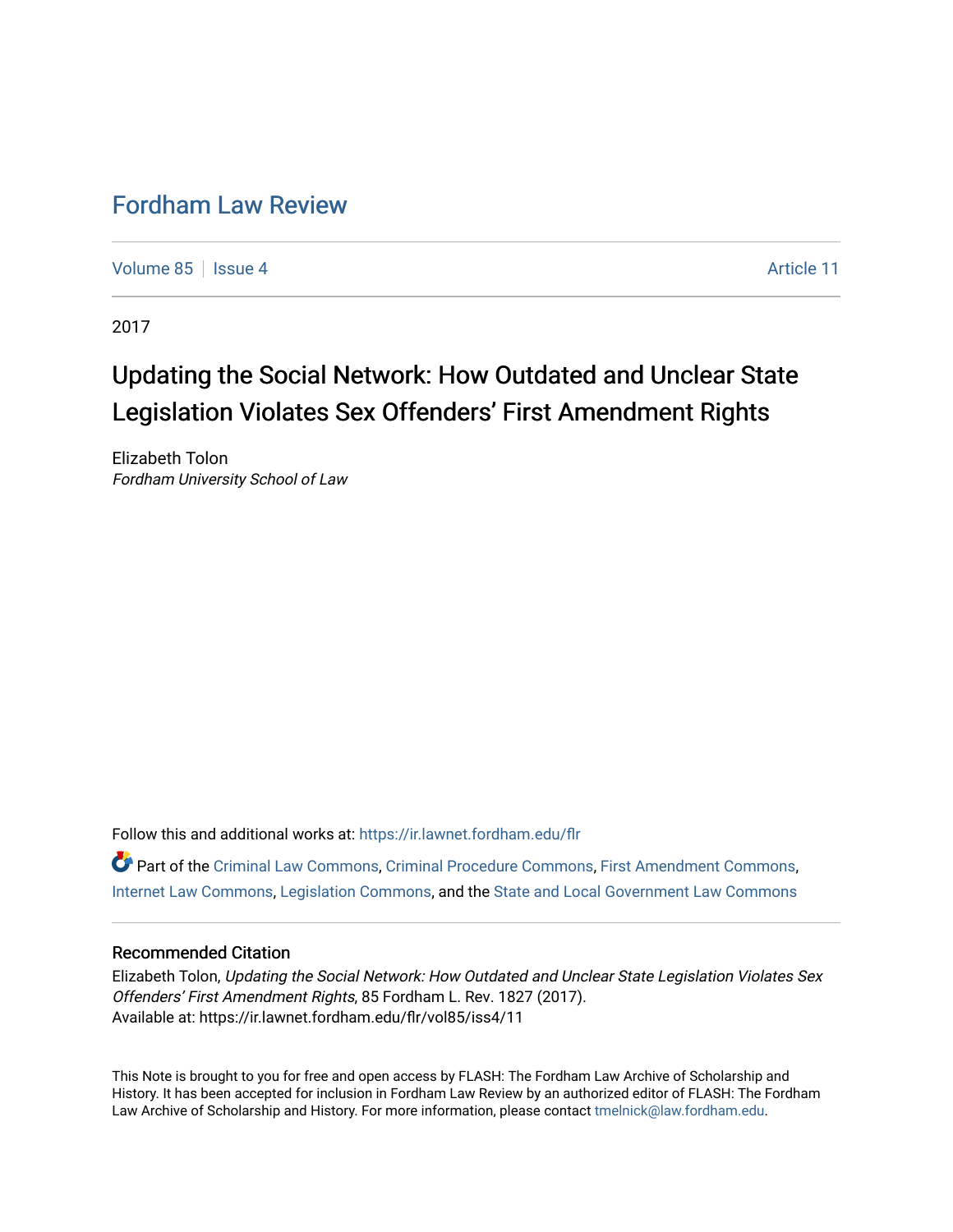# Fordham Law Review

Volume 85 | Issue 4 | Article 11

2017

## Updating the Social Network: How Outdated and Unclear State Legislation Violates Sex Offenders' First Amendment Rights

Elizabeth Tolon
*Fordham University School of Law*

Follow this and additional works at: https://ir.lawnet.fordham.edu/flr

Part of the Criminal Law Commons, Criminal Procedure Commons, First Amendment Commons, Internet Law Commons, Legislation Commons, and the State and Local Government Law Commons

### Recommended Citation

Elizabeth Tolon, *Updating the Social Network: How Outdated and Unclear State Legislation Violates Sex Offenders' First Amendment Rights*, 85 Fordham L. Rev. 1827 (2017).
Available at: https://ir.lawnet.fordham.edu/flr/vol85/iss4/11

This Note is brought to you for free and open access by FLASH: The Fordham Law Archive of Scholarship and History. It has been accepted for inclusion in Fordham Law Review by an authorized editor of FLASH: The Fordham Law Archive of Scholarship and History. For more information, please contact tmelnick@law.fordham.edu.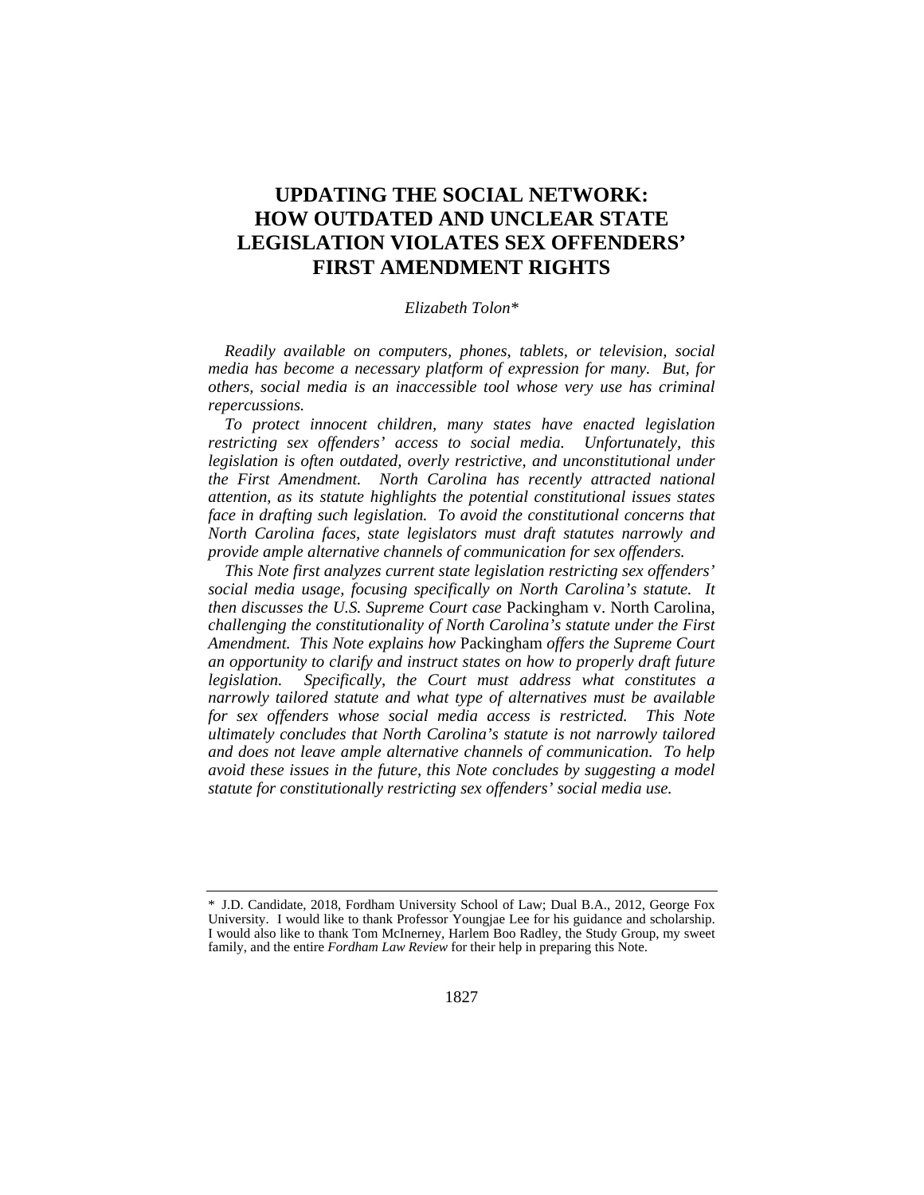# UPDATING THE SOCIAL NETWORK: HOW OUTDATED AND UNCLEAR STATE LEGISLATION VIOLATES SEX OFFENDERS' FIRST AMENDMENT RIGHTS

*Elizabeth Tolon**

*Readily available on computers, phones, tablets, or television, social media has become a necessary platform of expression for many. But, for others, social media is an inaccessible tool whose very use has criminal repercussions.*

*To protect innocent children, many states have enacted legislation restricting sex offenders' access to social media. Unfortunately, this legislation is often outdated, overly restrictive, and unconstitutional under the First Amendment. North Carolina has recently attracted national attention, as its statute highlights the potential constitutional issues states face in drafting such legislation. To avoid the constitutional concerns that North Carolina faces, state legislators must draft statutes narrowly and provide ample alternative channels of communication for sex offenders.*

*This Note first analyzes current state legislation restricting sex offenders' social media usage, focusing specifically on North Carolina's statute. It then discusses the U.S. Supreme Court case* Packingham v. North Carolina, *challenging the constitutionality of North Carolina's statute under the First Amendment. This Note explains how* Packingham *offers the Supreme Court an opportunity to clarify and instruct states on how to properly draft future legislation. Specifically, the Court must address what constitutes a narrowly tailored statute and what type of alternatives must be available for sex offenders whose social media access is restricted. This Note ultimately concludes that North Carolina's statute is not narrowly tailored and does not leave ample alternative channels of communication. To help avoid these issues in the future, this Note concludes by suggesting a model statute for constitutionally restricting sex offenders' social media use.*

---

\* J.D. Candidate, 2018, Fordham University School of Law; Dual B.A., 2012, George Fox University. I would like to thank Professor Youngjae Lee for his guidance and scholarship. I would also like to thank Tom McInerney, Harlem Boo Radley, the Study Group, my sweet family, and the entire *Fordham Law Review* for their help in preparing this Note.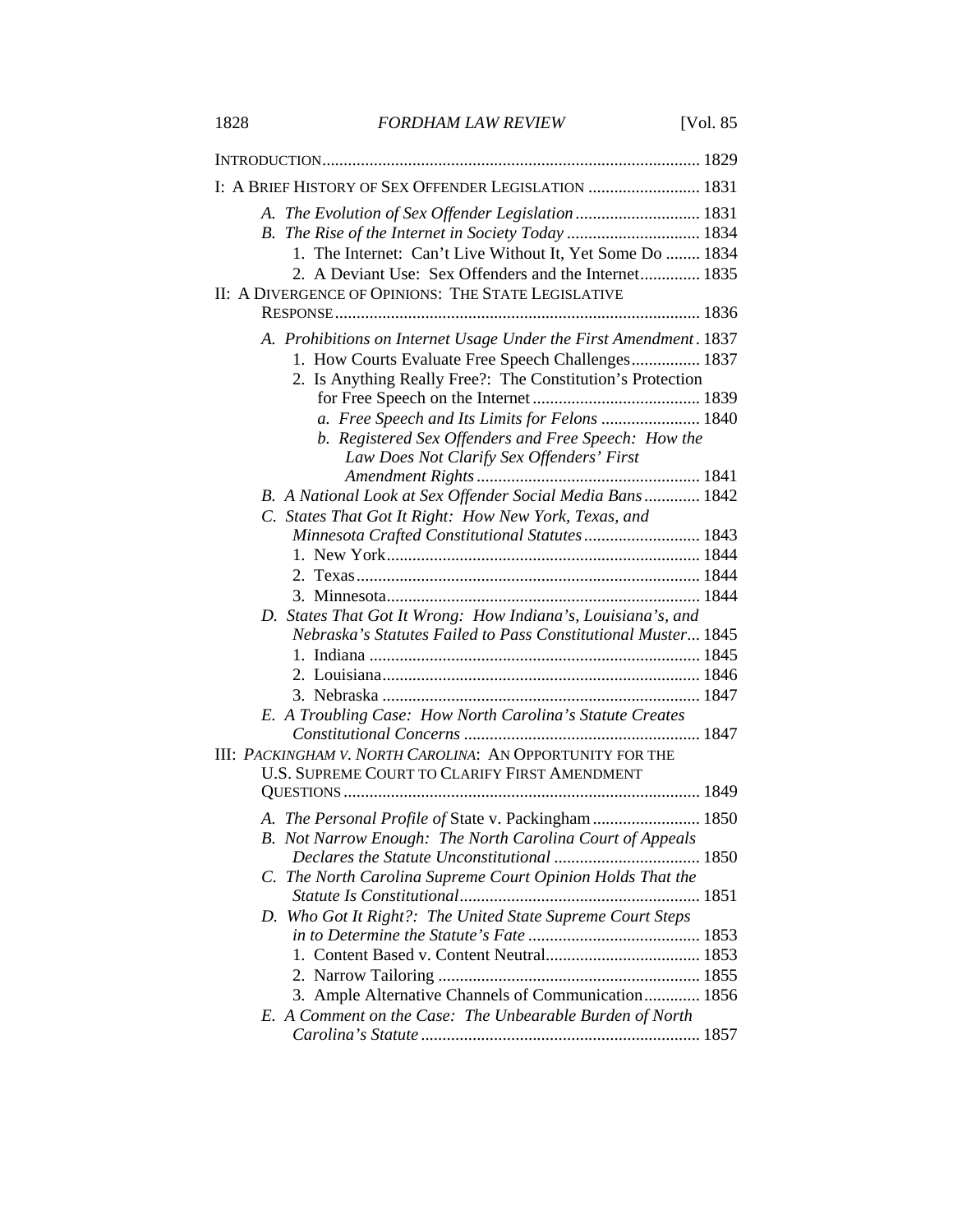INTRODUCTION ........................................................................................ 1829

I: A BRIEF HISTORY OF SEX OFFENDER LEGISLATION .......................... 1831

- *A. The Evolution of Sex Offender Legislation* ............................ 1831
- *B. The Rise of the Internet in Society Today* ............................... 1834
  - 1. The Internet: Can't Live Without It, Yet Some Do ........ 1834
  - 2. A Deviant Use: Sex Offenders and the Internet............. 1835

II: A DIVERGENCE OF OPINIONS: THE STATE LEGISLATIVE RESPONSE .................................................................................... 1836

- *A. Prohibitions on Internet Usage Under the First Amendment* . 1837
  - 1. How Courts Evaluate Free Speech Challenges................ 1837
  - 2. Is Anything Really Free?: The Constitution's Protection for Free Speech on the Internet ....................................... 1839
    - *a. Free Speech and Its Limits for Felons* ....................... 1840
    - *b. Registered Sex Offenders and Free Speech: How the Law Does Not Clarify Sex Offenders' First Amendment Rights* .................................................... 1841
- *B. A National Look at Sex Offender Social Media Bans* ............. 1842
- *C. States That Got It Right: How New York, Texas, and Minnesota Crafted Constitutional Statutes* ........................... 1843
  - 1. New York......................................................................... 1844
  - 2. Texas................................................................................ 1844
  - 3. Minnesota......................................................................... 1844
- *D. States That Got It Wrong: How Indiana's, Louisiana's, and Nebraska's Statutes Failed to Pass Constitutional Muster*... 1845
  - 1. Indiana ............................................................................. 1845
  - 2. Louisiana.......................................................................... 1846
  - 3. Nebraska .......................................................................... 1847
- *E. A Troubling Case: How North Carolina's Statute Creates Constitutional Concerns* ....................................................... 1847

III: *PACKINGHAM V. NORTH CAROLINA*: AN OPPORTUNITY FOR THE U.S. SUPREME COURT TO CLARIFY FIRST AMENDMENT QUESTIONS .................................................................................. 1849

- *A. The Personal Profile of* State v. Packingham ......................... 1850
- *B. Not Narrow Enough: The North Carolina Court of Appeals Declares the Statute Unconstitutional* .................................. 1850
- *C. The North Carolina Supreme Court Opinion Holds That the Statute Is Constitutional*........................................................ 1851
- *D. Who Got It Right?: The United State Supreme Court Steps in to Determine the Statute's Fate* ........................................ 1853
  - 1. Content Based v. Content Neutral.................................... 1853
  - 2. Narrow Tailoring ............................................................. 1855
  - 3. Ample Alternative Channels of Communication............. 1856
- *E. A Comment on the Case: The Unbearable Burden of North Carolina's Statute* ................................................................. 1857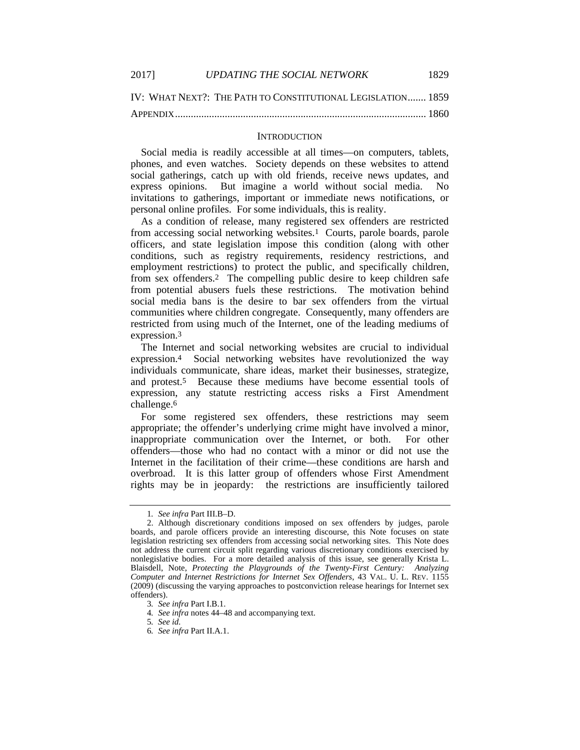IV: WHAT NEXT?: THE PATH TO CONSTITUTIONAL LEGISLATION....... 1859

APPENDIX................................................................................................ 1860

## INTRODUCTION

Social media is readily accessible at all times—on computers, tablets, phones, and even watches. Society depends on these websites to attend social gatherings, catch up with old friends, receive news updates, and express opinions. But imagine a world without social media. No invitations to gatherings, important or immediate news notifications, or personal online profiles. For some individuals, this is reality.

As a condition of release, many registered sex offenders are restricted from accessing social networking websites.[1] Courts, parole boards, parole officers, and state legislation impose this condition (along with other conditions, such as registry requirements, residency restrictions, and employment restrictions) to protect the public, and specifically children, from sex offenders.[2] The compelling public desire to keep children safe from potential abusers fuels these restrictions. The motivation behind social media bans is the desire to bar sex offenders from the virtual communities where children congregate. Consequently, many offenders are restricted from using much of the Internet, one of the leading mediums of expression.[3]

The Internet and social networking websites are crucial to individual expression.[4] Social networking websites have revolutionized the way individuals communicate, share ideas, market their businesses, strategize, and protest.[5] Because these mediums have become essential tools of expression, any statute restricting access risks a First Amendment challenge.[6]

For some registered sex offenders, these restrictions may seem appropriate; the offender's underlying crime might have involved a minor, inappropriate communication over the Internet, or both. For other offenders—those who had no contact with a minor or did not use the Internet in the facilitation of their crime—these conditions are harsh and overbroad. It is this latter group of offenders whose First Amendment rights may be in jeopardy: the restrictions are insufficiently tailored

---

1. *See infra* Part III.B–D.

2. Although discretionary conditions imposed on sex offenders by judges, parole boards, and parole officers provide an interesting discourse, this Note focuses on state legislation restricting sex offenders from accessing social networking sites. This Note does not address the current circuit split regarding various discretionary conditions exercised by nonlegislative bodies. For a more detailed analysis of this issue, see generally Krista L. Blaisdell, Note, *Protecting the Playgrounds of the Twenty-First Century: Analyzing Computer and Internet Restrictions for Internet Sex Offenders*, 43 VAL. U. L. REV. 1155 (2009) (discussing the varying approaches to postconviction release hearings for Internet sex offenders).

3. *See infra* Part I.B.1.

4. *See infra* notes 44–48 and accompanying text.

5. *See id.*

6. *See infra* Part II.A.1.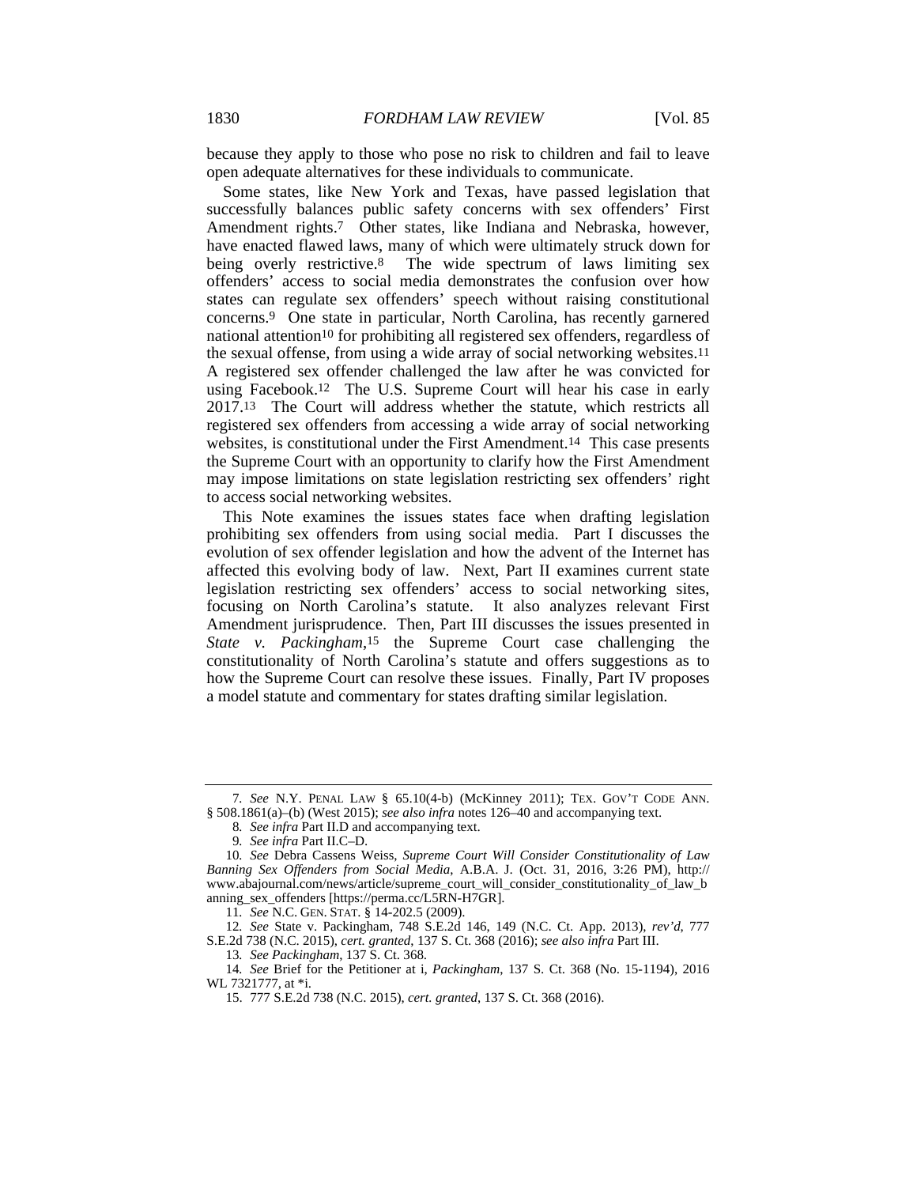because they apply to those who pose no risk to children and fail to leave open adequate alternatives for these individuals to communicate.

Some states, like New York and Texas, have passed legislation that successfully balances public safety concerns with sex offenders' First Amendment rights.[7] Other states, like Indiana and Nebraska, however, have enacted flawed laws, many of which were ultimately struck down for being overly restrictive.[8] The wide spectrum of laws limiting sex offenders' access to social media demonstrates the confusion over how states can regulate sex offenders' speech without raising constitutional concerns.[9] One state in particular, North Carolina, has recently garnered national attention[10] for prohibiting all registered sex offenders, regardless of the sexual offense, from using a wide array of social networking websites.[11] A registered sex offender challenged the law after he was convicted for using Facebook.[12] The U.S. Supreme Court will hear his case in early 2017.[13] The Court will address whether the statute, which restricts all registered sex offenders from accessing a wide array of social networking websites, is constitutional under the First Amendment.[14] This case presents the Supreme Court with an opportunity to clarify how the First Amendment may impose limitations on state legislation restricting sex offenders' right to access social networking websites.

This Note examines the issues states face when drafting legislation prohibiting sex offenders from using social media. Part I discusses the evolution of sex offender legislation and how the advent of the Internet has affected this evolving body of law. Next, Part II examines current state legislation restricting sex offenders' access to social networking sites, focusing on North Carolina's statute. It also analyzes relevant First Amendment jurisprudence. Then, Part III discusses the issues presented in *State v. Packingham*,[15] the Supreme Court case challenging the constitutionality of North Carolina's statute and offers suggestions as to how the Supreme Court can resolve these issues. Finally, Part IV proposes a model statute and commentary for states drafting similar legislation.

---

7. *See* N.Y. PENAL LAW § 65.10(4-b) (McKinney 2011); TEX. GOV'T CODE ANN. § 508.1861(a)–(b) (West 2015); *see also infra* notes 126–40 and accompanying text.

8. *See infra* Part II.D and accompanying text.

9. *See infra* Part II.C–D.

10. *See* Debra Cassens Weiss, *Supreme Court Will Consider Constitutionality of Law Banning Sex Offenders from Social Media*, A.B.A. J. (Oct. 31, 2016, 3:26 PM), http://www.abajournal.com/news/article/supreme_court_will_consider_constitutionality_of_law_banning_sex_offenders [https://perma.cc/L5RN-H7GR].

11. *See* N.C. GEN. STAT. § 14-202.5 (2009).

12. *See* State v. Packingham, 748 S.E.2d 146, 149 (N.C. Ct. App. 2013), *rev'd*, 777 S.E.2d 738 (N.C. 2015), *cert. granted*, 137 S. Ct. 368 (2016); *see also infra* Part III.

13. *See Packingham*, 137 S. Ct. 368.

14. *See* Brief for the Petitioner at i, *Packingham*, 137 S. Ct. 368 (No. 15-1194), 2016 WL 7321777, at *i.

15. 777 S.E.2d 738 (N.C. 2015), *cert. granted*, 137 S. Ct. 368 (2016).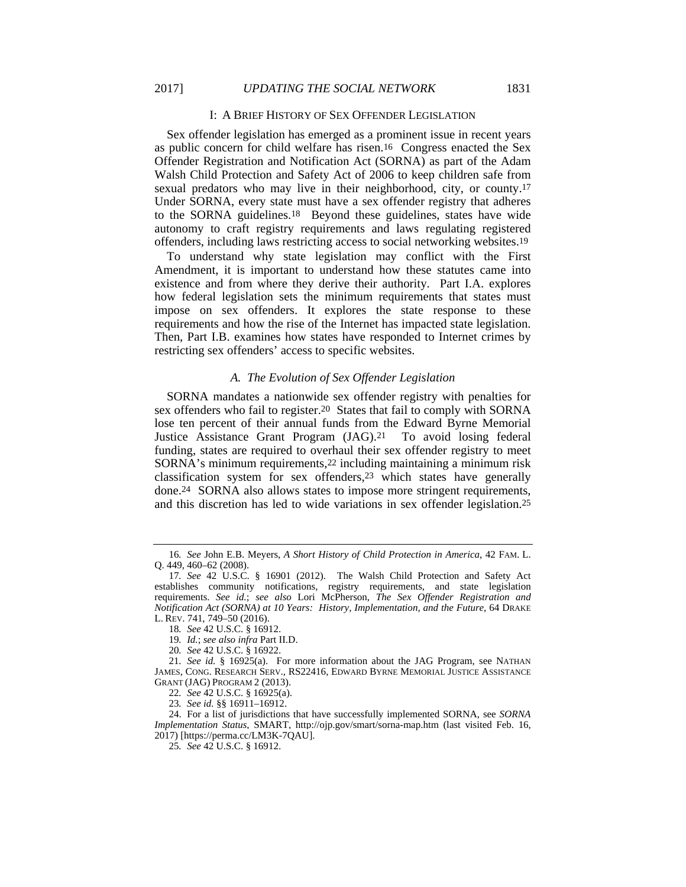## I: A Brief History of Sex Offender Legislation

Sex offender legislation has emerged as a prominent issue in recent years as public concern for child welfare has risen.[16] Congress enacted the Sex Offender Registration and Notification Act (SORNA) as part of the Adam Walsh Child Protection and Safety Act of 2006 to keep children safe from sexual predators who may live in their neighborhood, city, or county.[17] Under SORNA, every state must have a sex offender registry that adheres to the SORNA guidelines.[18] Beyond these guidelines, states have wide autonomy to craft registry requirements and laws regulating registered offenders, including laws restricting access to social networking websites.[19]

To understand why state legislation may conflict with the First Amendment, it is important to understand how these statutes came into existence and from where they derive their authority. Part I.A. explores how federal legislation sets the minimum requirements that states must impose on sex offenders. It explores the state response to these requirements and how the rise of the Internet has impacted state legislation. Then, Part I.B. examines how states have responded to Internet crimes by restricting sex offenders' access to specific websites.

### *A. The Evolution of Sex Offender Legislation*

SORNA mandates a nationwide sex offender registry with penalties for sex offenders who fail to register.[20] States that fail to comply with SORNA lose ten percent of their annual funds from the Edward Byrne Memorial Justice Assistance Grant Program (JAG).[21] To avoid losing federal funding, states are required to overhaul their sex offender registry to meet SORNA's minimum requirements,[22] including maintaining a minimum risk classification system for sex offenders,[23] which states have generally done.[24] SORNA also allows states to impose more stringent requirements, and this discretion has led to wide variations in sex offender legislation.[25]

---

16. *See* John E.B. Meyers, *A Short History of Child Protection in America*, 42 FAM. L. Q. 449, 460–62 (2008).

17. *See* 42 U.S.C. § 16901 (2012). The Walsh Child Protection and Safety Act establishes community notifications, registry requirements, and state legislation requirements. *See id.*; *see also* Lori McPherson, *The Sex Offender Registration and Notification Act (SORNA) at 10 Years: History, Implementation, and the Future*, 64 DRAKE L. REV. 741, 749–50 (2016).

18. *See* 42 U.S.C. § 16912.

19. *Id.*; *see also infra* Part II.D.

20. *See* 42 U.S.C. § 16922.

21. *See id.* § 16925(a). For more information about the JAG Program, see NATHAN JAMES, CONG. RESEARCH SERV., RS22416, EDWARD BYRNE MEMORIAL JUSTICE ASSISTANCE GRANT (JAG) PROGRAM 2 (2013).

22. *See* 42 U.S.C. § 16925(a).

23. *See id.* §§ 16911–16912.

24. For a list of jurisdictions that have successfully implemented SORNA, see *SORNA Implementation Status*, SMART, http://ojp.gov/smart/sorna-map.htm (last visited Feb. 16, 2017) [https://perma.cc/LM3K-7QAU].

25. *See* 42 U.S.C. § 16912.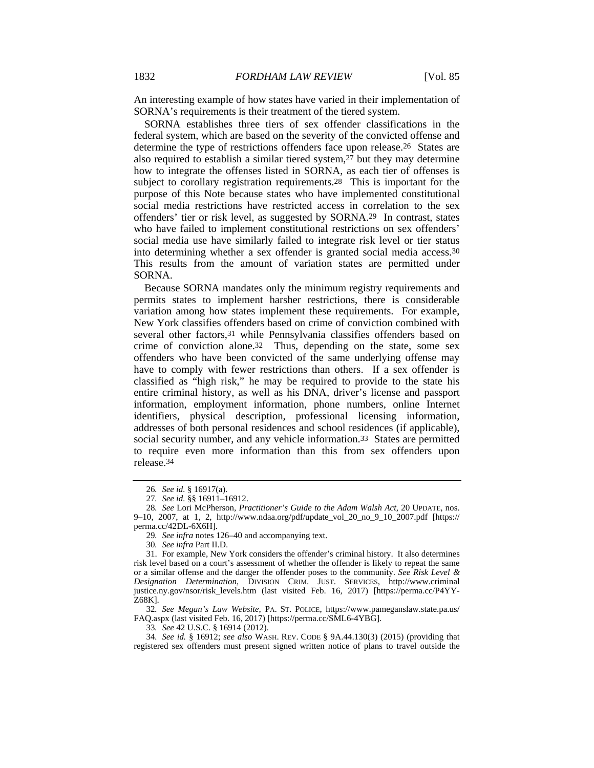An interesting example of how states have varied in their implementation of SORNA's requirements is their treatment of the tiered system.

SORNA establishes three tiers of sex offender classifications in the federal system, which are based on the severity of the convicted offense and determine the type of restrictions offenders face upon release.[26] States are also required to establish a similar tiered system,[27] but they may determine how to integrate the offenses listed in SORNA, as each tier of offenses is subject to corollary registration requirements.[28] This is important for the purpose of this Note because states who have implemented constitutional social media restrictions have restricted access in correlation to the sex offenders' tier or risk level, as suggested by SORNA.[29] In contrast, states who have failed to implement constitutional restrictions on sex offenders' social media use have similarly failed to integrate risk level or tier status into determining whether a sex offender is granted social media access.[30] This results from the amount of variation states are permitted under SORNA.

Because SORNA mandates only the minimum registry requirements and permits states to implement harsher restrictions, there is considerable variation among how states implement these requirements. For example, New York classifies offenders based on crime of conviction combined with several other factors,[31] while Pennsylvania classifies offenders based on crime of conviction alone.[32] Thus, depending on the state, some sex offenders who have been convicted of the same underlying offense may have to comply with fewer restrictions than others. If a sex offender is classified as "high risk," he may be required to provide to the state his entire criminal history, as well as his DNA, driver's license and passport information, employment information, phone numbers, online Internet identifiers, physical description, professional licensing information, addresses of both personal residences and school residences (if applicable), social security number, and any vehicle information.[33] States are permitted to require even more information than this from sex offenders upon release.[34]

---

26. *See id.* § 16917(a).

27. *See id.* §§ 16911–16912.

28. *See* Lori McPherson, *Practitioner's Guide to the Adam Walsh Act*, 20 UPDATE, nos. 9–10, 2007, at 1, 2, http://www.ndaa.org/pdf/update_vol_20_no_9_10_2007.pdf [https://perma.cc/42DL-6X6H].

29. *See infra* notes 126–40 and accompanying text.

30. *See infra* Part II.D.

31. For example, New York considers the offender's criminal history. It also determines risk level based on a court's assessment of whether the offender is likely to repeat the same or a similar offense and the danger the offender poses to the community. *See Risk Level & Designation Determination*, DIVISION CRIM. JUST. SERVICES, http://www.criminaljustice.ny.gov/nsor/risk_levels.htm (last visited Feb. 16, 2017) [https://perma.cc/P4YY-Z68K].

32. *See Megan's Law Website*, PA. ST. POLICE, https://www.pameganslaw.state.pa.us/FAQ.aspx (last visited Feb. 16, 2017) [https://perma.cc/SML6-4YBG].

33. *See* 42 U.S.C. § 16914 (2012).

34. *See id.* § 16912; *see also* WASH. REV. CODE § 9A.44.130(3) (2015) (providing that registered sex offenders must present signed written notice of plans to travel outside the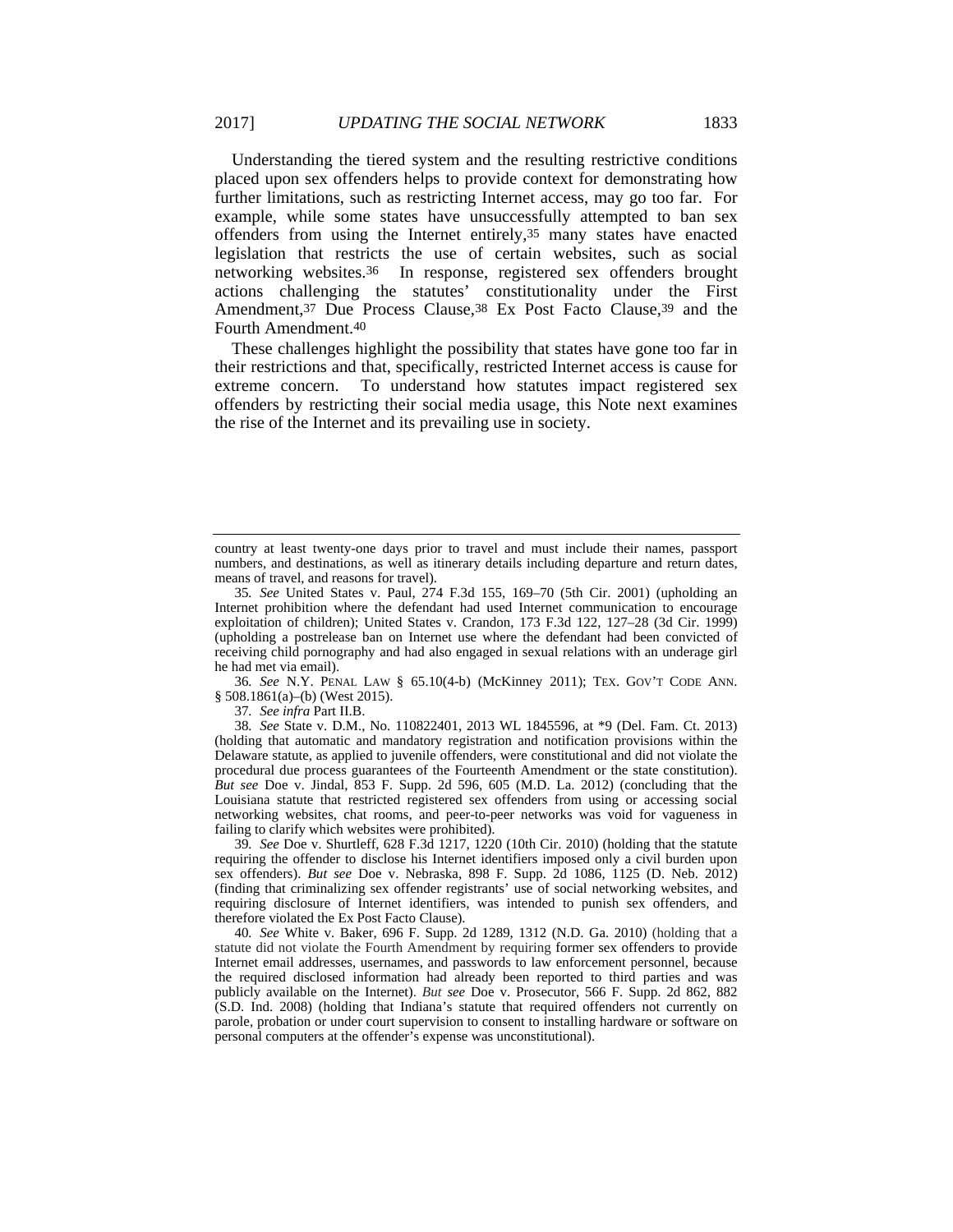Understanding the tiered system and the resulting restrictive conditions placed upon sex offenders helps to provide context for demonstrating how further limitations, such as restricting Internet access, may go too far. For example, while some states have unsuccessfully attempted to ban sex offenders from using the Internet entirely,[35] many states have enacted legislation that restricts the use of certain websites, such as social networking websites.[36] In response, registered sex offenders brought actions challenging the statutes' constitutionality under the First Amendment,[37] Due Process Clause,[38] Ex Post Facto Clause,[39] and the Fourth Amendment.[40]

These challenges highlight the possibility that states have gone too far in their restrictions and that, specifically, restricted Internet access is cause for extreme concern. To understand how statutes impact registered sex offenders by restricting their social media usage, this Note next examines the rise of the Internet and its prevailing use in society.

---

country at least twenty-one days prior to travel and must include their names, passport numbers, and destinations, as well as itinerary details including departure and return dates, means of travel, and reasons for travel).

35. *See* United States v. Paul, 274 F.3d 155, 169–70 (5th Cir. 2001) (upholding an Internet prohibition where the defendant had used Internet communication to encourage exploitation of children); United States v. Crandon, 173 F.3d 122, 127–28 (3d Cir. 1999) (upholding a postrelease ban on Internet use where the defendant had been convicted of receiving child pornography and had also engaged in sexual relations with an underage girl he had met via email).

36. *See* N.Y. PENAL LAW § 65.10(4-b) (McKinney 2011); TEX. GOV'T CODE ANN. § 508.1861(a)–(b) (West 2015).

37. *See infra* Part II.B.

38. *See* State v. D.M., No. 110822401, 2013 WL 1845596, at *9 (Del. Fam. Ct. 2013) (holding that automatic and mandatory registration and notification provisions within the Delaware statute, as applied to juvenile offenders, were constitutional and did not violate the procedural due process guarantees of the Fourteenth Amendment or the state constitution). *But see* Doe v. Jindal, 853 F. Supp. 2d 596, 605 (M.D. La. 2012) (concluding that the Louisiana statute that restricted registered sex offenders from using or accessing social networking websites, chat rooms, and peer-to-peer networks was void for vagueness in failing to clarify which websites were prohibited).

39. *See* Doe v. Shurtleff, 628 F.3d 1217, 1220 (10th Cir. 2010) (holding that the statute requiring the offender to disclose his Internet identifiers imposed only a civil burden upon sex offenders). *But see* Doe v. Nebraska, 898 F. Supp. 2d 1086, 1125 (D. Neb. 2012) (finding that criminalizing sex offender registrants' use of social networking websites, and requiring disclosure of Internet identifiers, was intended to punish sex offenders, and therefore violated the Ex Post Facto Clause).

40. *See* White v. Baker, 696 F. Supp. 2d 1289, 1312 (N.D. Ga. 2010) (holding that a statute did not violate the Fourth Amendment by requiring former sex offenders to provide Internet email addresses, usernames, and passwords to law enforcement personnel, because the required disclosed information had already been reported to third parties and was publicly available on the Internet). *But see* Doe v. Prosecutor, 566 F. Supp. 2d 862, 882 (S.D. Ind. 2008) (holding that Indiana's statute that required offenders not currently on parole, probation or under court supervision to consent to installing hardware or software on personal computers at the offender's expense was unconstitutional).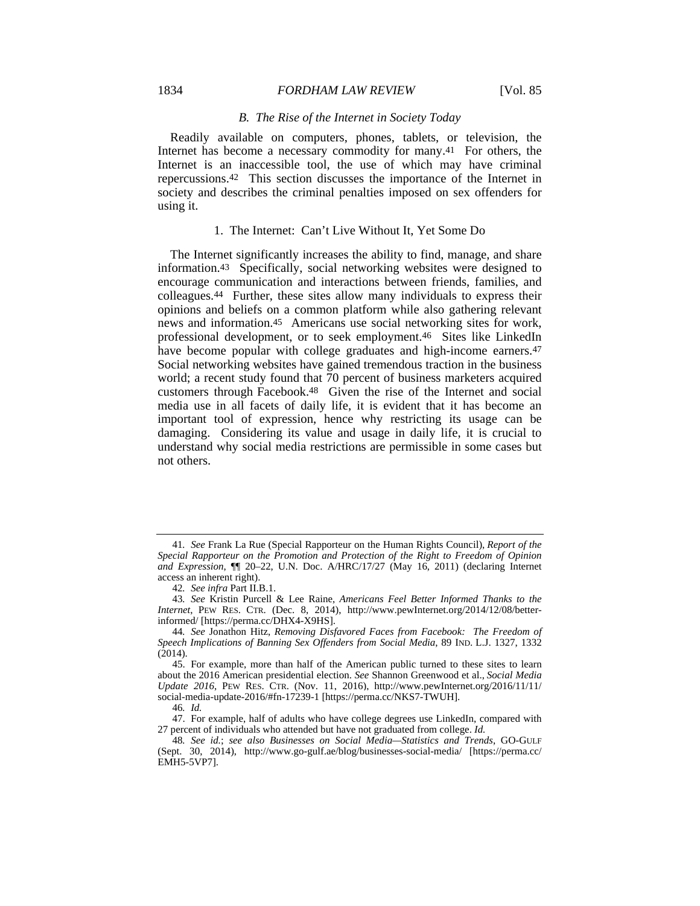### *B. The Rise of the Internet in Society Today*

Readily available on computers, phones, tablets, or television, the Internet has become a necessary commodity for many.[41] For others, the Internet is an inaccessible tool, the use of which may have criminal repercussions.[42] This section discusses the importance of the Internet in society and describes the criminal penalties imposed on sex offenders for using it.

#### 1. The Internet: Can't Live Without It, Yet Some Do

The Internet significantly increases the ability to find, manage, and share information.[43] Specifically, social networking websites were designed to encourage communication and interactions between friends, families, and colleagues.[44] Further, these sites allow many individuals to express their opinions and beliefs on a common platform while also gathering relevant news and information.[45] Americans use social networking sites for work, professional development, or to seek employment.[46] Sites like LinkedIn have become popular with college graduates and high-income earners.[47] Social networking websites have gained tremendous traction in the business world; a recent study found that 70 percent of business marketers acquired customers through Facebook.[48] Given the rise of the Internet and social media use in all facets of daily life, it is evident that it has become an important tool of expression, hence why restricting its usage can be damaging. Considering its value and usage in daily life, it is crucial to understand why social media restrictions are permissible in some cases but not others.

---

41. *See* Frank La Rue (Special Rapporteur on the Human Rights Council), *Report of the Special Rapporteur on the Promotion and Protection of the Right to Freedom of Opinion and Expression*, ¶¶ 20–22, U.N. Doc. A/HRC/17/27 (May 16, 2011) (declaring Internet access an inherent right).

42. *See infra* Part II.B.1.

43. *See* Kristin Purcell & Lee Raine, *Americans Feel Better Informed Thanks to the Internet*, PEW RES. CTR. (Dec. 8, 2014), http://www.pewInternet.org/2014/12/08/better-informed/ [https://perma.cc/DHX4-X9HS].

44. *See* Jonathon Hitz, *Removing Disfavored Faces from Facebook: The Freedom of Speech Implications of Banning Sex Offenders from Social Media*, 89 IND. L.J. 1327, 1332 (2014).

45. For example, more than half of the American public turned to these sites to learn about the 2016 American presidential election. *See* Shannon Greenwood et al., *Social Media Update 2016*, PEW RES. CTR. (Nov. 11, 2016), http://www.pewInternet.org/2016/11/11/social-media-update-2016/#fn-17239-1 [https://perma.cc/NKS7-TWUH].

46. *Id.*

47. For example, half of adults who have college degrees use LinkedIn, compared with 27 percent of individuals who attended but have not graduated from college. *Id.*

48. *See id.*; *see also Businesses on Social Media—Statistics and Trends*, GO-GULF (Sept. 30, 2014), http://www.go-gulf.ae/blog/businesses-social-media/ [https://perma.cc/EMH5-5VP7].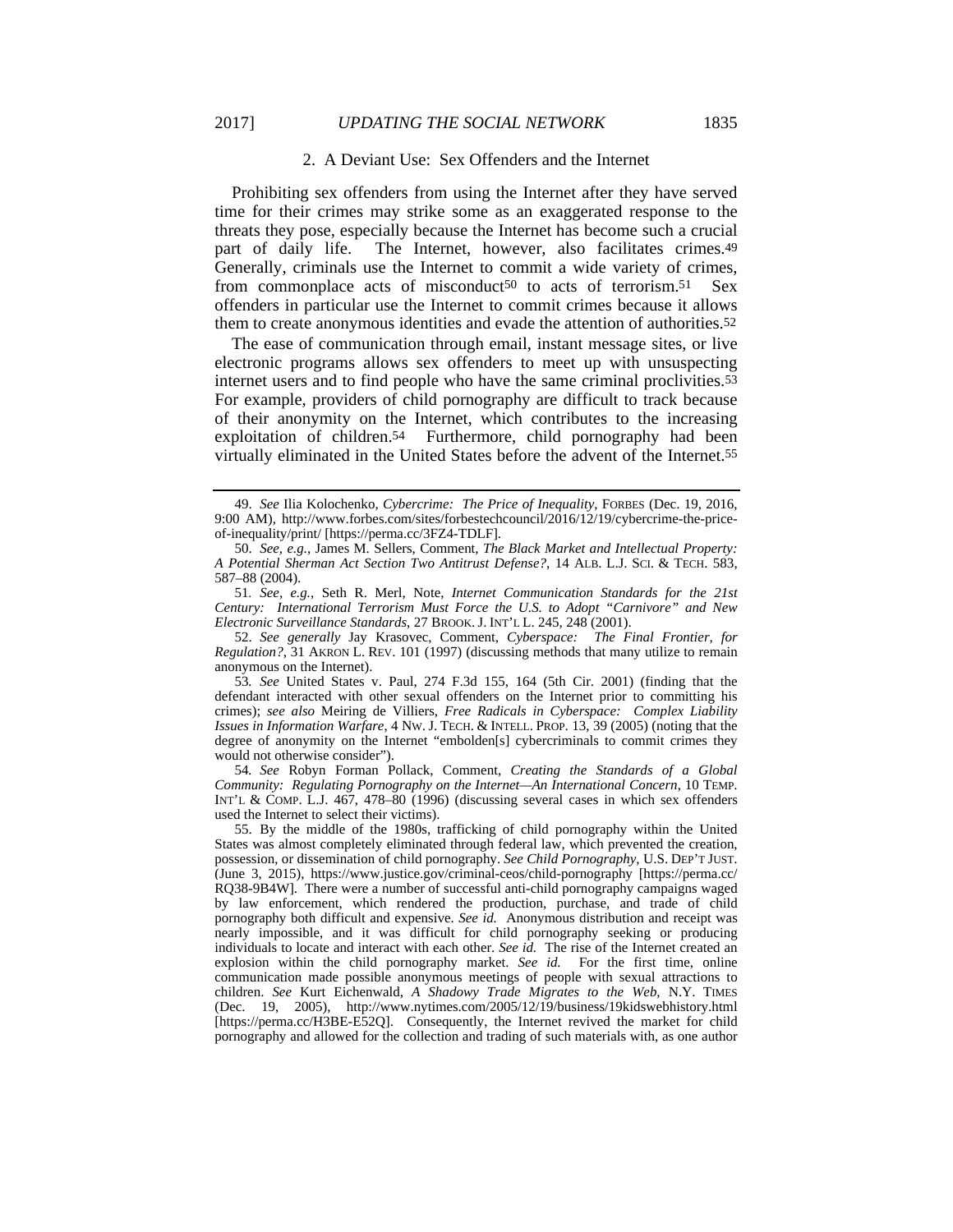### 2. A Deviant Use: Sex Offenders and the Internet

Prohibiting sex offenders from using the Internet after they have served time for their crimes may strike some as an exaggerated response to the threats they pose, especially because the Internet has become such a crucial part of daily life. The Internet, however, also facilitates crimes.[49] Generally, criminals use the Internet to commit a wide variety of crimes, from commonplace acts of misconduct[50] to acts of terrorism.[51] Sex offenders in particular use the Internet to commit crimes because it allows them to create anonymous identities and evade the attention of authorities.[52]

The ease of communication through email, instant message sites, or live electronic programs allows sex offenders to meet up with unsuspecting internet users and to find people who have the same criminal proclivities.[53] For example, providers of child pornography are difficult to track because of their anonymity on the Internet, which contributes to the increasing exploitation of children.[54] Furthermore, child pornography had been virtually eliminated in the United States before the advent of the Internet.[55]

---

49. *See* Ilia Kolochenko, *Cybercrime: The Price of Inequality*, FORBES (Dec. 19, 2016, 9:00 AM), http://www.forbes.com/sites/forbestechcouncil/2016/12/19/cybercrime-the-price-of-inequality/print/ [https://perma.cc/3FZ4-TDLF].

50. *See, e.g.*, James M. Sellers, Comment, *The Black Market and Intellectual Property: A Potential Sherman Act Section Two Antitrust Defense?*, 14 ALB. L.J. SCI. & TECH. 583, 587–88 (2004).

51. *See, e.g.*, Seth R. Merl, Note, *Internet Communication Standards for the 21st Century: International Terrorism Must Force the U.S. to Adopt "Carnivore" and New Electronic Surveillance Standards*, 27 BROOK. J. INT'L L. 245, 248 (2001).

52. *See generally* Jay Krasovec, Comment, *Cyberspace: The Final Frontier, for Regulation?*, 31 AKRON L. REV. 101 (1997) (discussing methods that many utilize to remain anonymous on the Internet).

53. *See* United States v. Paul, 274 F.3d 155, 164 (5th Cir. 2001) (finding that the defendant interacted with other sexual offenders on the Internet prior to committing his crimes); *see also* Meiring de Villiers, *Free Radicals in Cyberspace: Complex Liability Issues in Information Warfare*, 4 NW. J. TECH. & INTELL. PROP. 13, 39 (2005) (noting that the degree of anonymity on the Internet "embolden[s] cybercriminals to commit crimes they would not otherwise consider").

54. *See* Robyn Forman Pollack, Comment, *Creating the Standards of a Global Community: Regulating Pornography on the Internet—An International Concern*, 10 TEMP. INT'L & COMP. L.J. 467, 478–80 (1996) (discussing several cases in which sex offenders used the Internet to select their victims).

55. By the middle of the 1980s, trafficking of child pornography within the United States was almost completely eliminated through federal law, which prevented the creation, possession, or dissemination of child pornography. *See Child Pornography*, U.S. DEP'T JUST. (June 3, 2015), https://www.justice.gov/criminal-ceos/child-pornography [https://perma.cc/RQ38-9B4W]. There were a number of successful anti-child pornography campaigns waged by law enforcement, which rendered the production, purchase, and trade of child pornography both difficult and expensive. *See id.* Anonymous distribution and receipt was nearly impossible, and it was difficult for child pornography seeking or producing individuals to locate and interact with each other. *See id.* The rise of the Internet created an explosion within the child pornography market. *See id.* For the first time, online communication made possible anonymous meetings of people with sexual attractions to children. *See* Kurt Eichenwald, *A Shadowy Trade Migrates to the Web*, N.Y. TIMES (Dec. 19, 2005), http://www.nytimes.com/2005/12/19/business/19kidswebhistory.html [https://perma.cc/H3BE-E52Q]. Consequently, the Internet revived the market for child pornography and allowed for the collection and trading of such materials with, as one author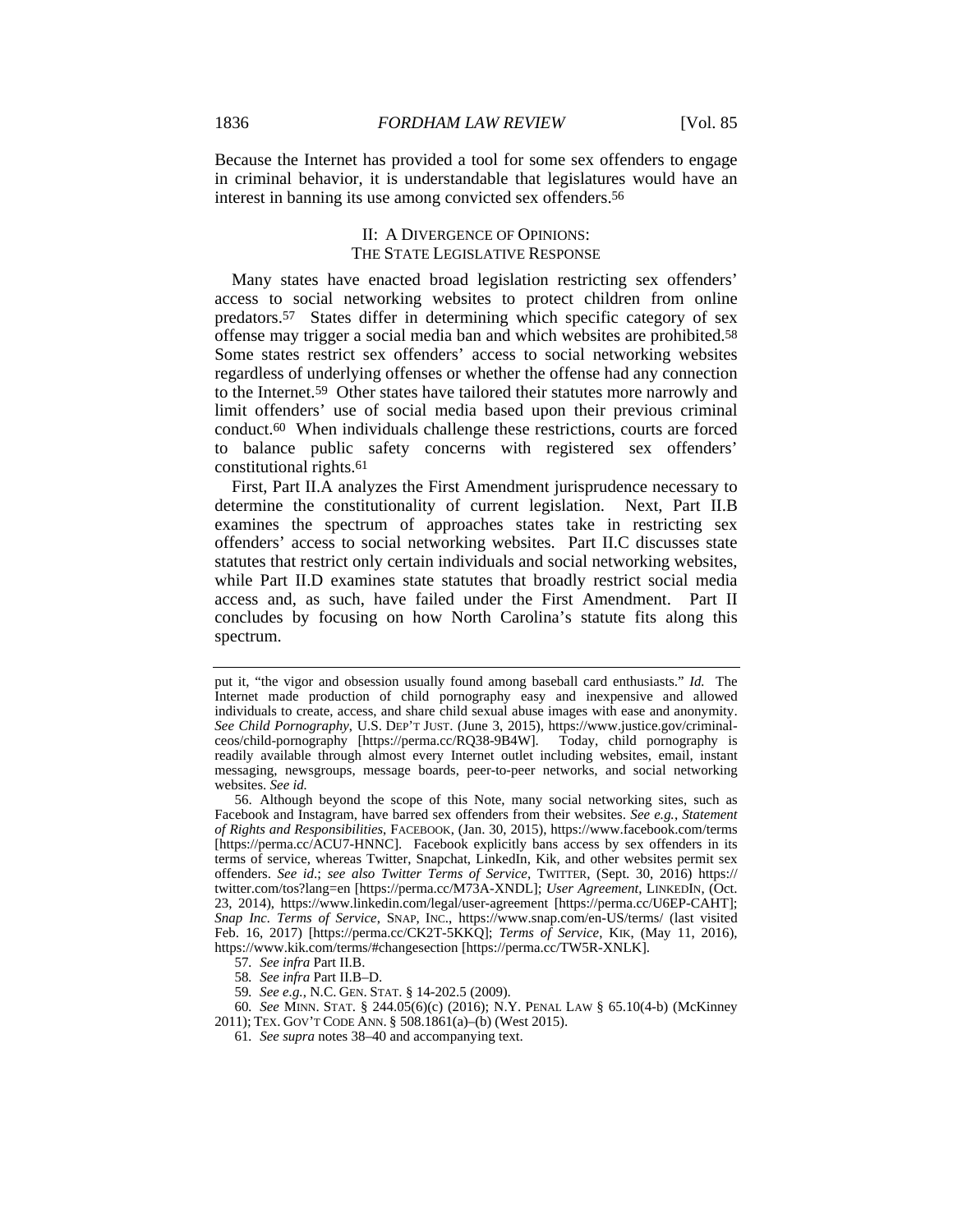Because the Internet has provided a tool for some sex offenders to engage in criminal behavior, it is understandable that legislatures would have an interest in banning its use among convicted sex offenders.[56]

## II: A DIVERGENCE OF OPINIONS: THE STATE LEGISLATIVE RESPONSE

Many states have enacted broad legislation restricting sex offenders' access to social networking websites to protect children from online predators.[57] States differ in determining which specific category of sex offense may trigger a social media ban and which websites are prohibited.[58] Some states restrict sex offenders' access to social networking websites regardless of underlying offenses or whether the offense had any connection to the Internet.[59] Other states have tailored their statutes more narrowly and limit offenders' use of social media based upon their previous criminal conduct.[60] When individuals challenge these restrictions, courts are forced to balance public safety concerns with registered sex offenders' constitutional rights.[61]

First, Part II.A analyzes the First Amendment jurisprudence necessary to determine the constitutionality of current legislation. Next, Part II.B examines the spectrum of approaches states take in restricting sex offenders' access to social networking websites. Part II.C discusses state statutes that restrict only certain individuals and social networking websites, while Part II.D examines state statutes that broadly restrict social media access and, as such, have failed under the First Amendment. Part II concludes by focusing on how North Carolina's statute fits along this spectrum.

---

put it, "the vigor and obsession usually found among baseball card enthusiasts." *Id.* The Internet made production of child pornography easy and inexpensive and allowed individuals to create, access, and share child sexual abuse images with ease and anonymity. *See Child Pornography*, U.S. DEP'T JUST. (June 3, 2015), https://www.justice.gov/criminal-ceos/child-pornography [https://perma.cc/RQ38-9B4W]. Today, child pornography is readily available through almost every Internet outlet including websites, email, instant messaging, newsgroups, message boards, peer-to-peer networks, and social networking websites. *See id.*

56. Although beyond the scope of this Note, many social networking sites, such as Facebook and Instagram, have barred sex offenders from their websites. *See e.g.*, *Statement of Rights and Responsibilities*, FACEBOOK, (Jan. 30, 2015), https://www.facebook.com/terms [https://perma.cc/ACU7-HNNC]. Facebook explicitly bans access by sex offenders in its terms of service, whereas Twitter, Snapchat, LinkedIn, Kik, and other websites permit sex offenders. *See id.*; *see also Twitter Terms of Service*, TWITTER, (Sept. 30, 2016) https://twitter.com/tos?lang=en [https://perma.cc/M73A-XNDL]; *User Agreement*, LINKEDIN, (Oct. 23, 2014), https://www.linkedin.com/legal/user-agreement [https://perma.cc/U6EP-CAHT]; *Snap Inc. Terms of Service*, SNAP, INC., https://www.snap.com/en-US/terms/ (last visited Feb. 16, 2017) [https://perma.cc/CK2T-5KKQ]; *Terms of Service*, KIK, (May 11, 2016), https://www.kik.com/terms/#changesection [https://perma.cc/TW5R-XNLK].

57. *See infra* Part II.B.

58. *See infra* Part II.B–D.

59. *See e.g.*, N.C. GEN. STAT. § 14-202.5 (2009).

60. *See* MINN. STAT. § 244.05(6)(c) (2016); N.Y. PENAL LAW § 65.10(4-b) (McKinney 2011); TEX. GOV'T CODE ANN. § 508.1861(a)–(b) (West 2015).

61. *See supra* notes 38–40 and accompanying text.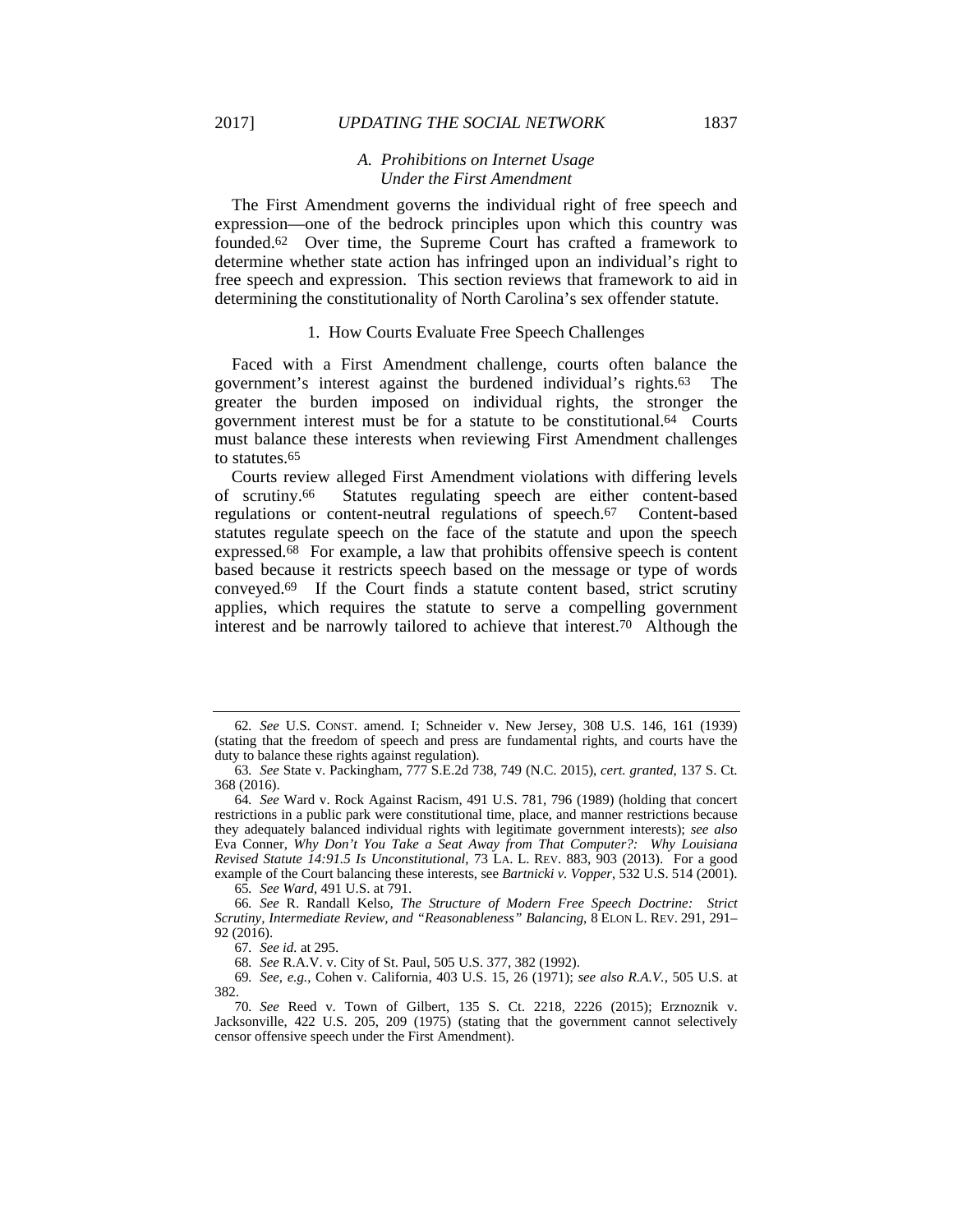### *A. Prohibitions on Internet Usage Under the First Amendment*

The First Amendment governs the individual right of free speech and expression—one of the bedrock principles upon which this country was founded.[62] Over time, the Supreme Court has crafted a framework to determine whether state action has infringed upon an individual's right to free speech and expression. This section reviews that framework to aid in determining the constitutionality of North Carolina's sex offender statute.

#### 1. How Courts Evaluate Free Speech Challenges

Faced with a First Amendment challenge, courts often balance the government's interest against the burdened individual's rights.[63] The greater the burden imposed on individual rights, the stronger the government interest must be for a statute to be constitutional.[64] Courts must balance these interests when reviewing First Amendment challenges to statutes.[65]

Courts review alleged First Amendment violations with differing levels of scrutiny.[66] Statutes regulating speech are either content-based regulations or content-neutral regulations of speech.[67] Content-based statutes regulate speech on the face of the statute and upon the speech expressed.[68] For example, a law that prohibits offensive speech is content based because it restricts speech based on the message or type of words conveyed.[69] If the Court finds a statute content based, strict scrutiny applies, which requires the statute to serve a compelling government interest and be narrowly tailored to achieve that interest.[70] Although the

---

62. *See* U.S. CONST. amend. I; Schneider v. New Jersey, 308 U.S. 146, 161 (1939) (stating that the freedom of speech and press are fundamental rights, and courts have the duty to balance these rights against regulation).

63. *See* State v. Packingham, 777 S.E.2d 738, 749 (N.C. 2015), *cert. granted*, 137 S. Ct. 368 (2016).

64. *See* Ward v. Rock Against Racism, 491 U.S. 781, 796 (1989) (holding that concert restrictions in a public park were constitutional time, place, and manner restrictions because they adequately balanced individual rights with legitimate government interests); *see also* Eva Conner, *Why Don't You Take a Seat Away from That Computer?: Why Louisiana Revised Statute 14:91.5 Is Unconstitutional*, 73 LA. L. REV. 883, 903 (2013). For a good example of the Court balancing these interests, see *Bartnicki v. Vopper*, 532 U.S. 514 (2001).

65. *See Ward*, 491 U.S. at 791.

66. *See* R. Randall Kelso, *The Structure of Modern Free Speech Doctrine: Strict Scrutiny, Intermediate Review, and "Reasonableness" Balancing*, 8 ELON L. REV. 291, 291–92 (2016).

67. *See id.* at 295.

68. *See* R.A.V. v. City of St. Paul, 505 U.S. 377, 382 (1992).

69. *See, e.g.*, Cohen v. California, 403 U.S. 15, 26 (1971); *see also R.A.V.*, 505 U.S. at 382.

70. *See* Reed v. Town of Gilbert, 135 S. Ct. 2218, 2226 (2015); Erznoznik v. Jacksonville, 422 U.S. 205, 209 (1975) (stating that the government cannot selectively censor offensive speech under the First Amendment).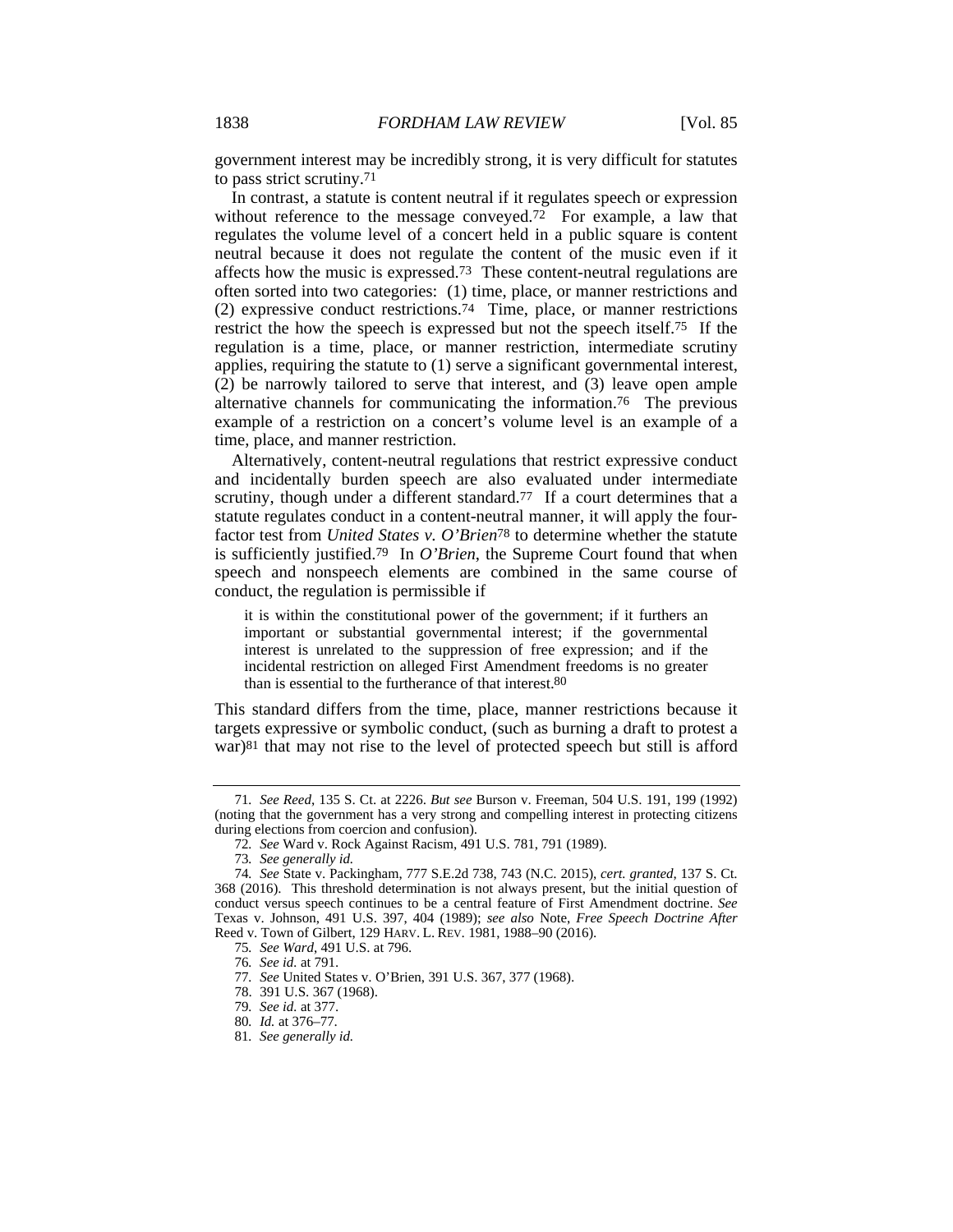government interest may be incredibly strong, it is very difficult for statutes to pass strict scrutiny.[71]

In contrast, a statute is content neutral if it regulates speech or expression without reference to the message conveyed.[72] For example, a law that regulates the volume level of a concert held in a public square is content neutral because it does not regulate the content of the music even if it affects how the music is expressed.[73] These content-neutral regulations are often sorted into two categories: (1) time, place, or manner restrictions and (2) expressive conduct restrictions.[74] Time, place, or manner restrictions restrict the how the speech is expressed but not the speech itself.[75] If the regulation is a time, place, or manner restriction, intermediate scrutiny applies, requiring the statute to (1) serve a significant governmental interest, (2) be narrowly tailored to serve that interest, and (3) leave open ample alternative channels for communicating the information.[76] The previous example of a restriction on a concert's volume level is an example of a time, place, and manner restriction.

Alternatively, content-neutral regulations that restrict expressive conduct and incidentally burden speech are also evaluated under intermediate scrutiny, though under a different standard.[77] If a court determines that a statute regulates conduct in a content-neutral manner, it will apply the four-factor test from *United States v. O'Brien*[78] to determine whether the statute is sufficiently justified.[79] In *O'Brien*, the Supreme Court found that when speech and nonspeech elements are combined in the same course of conduct, the regulation is permissible if

> it is within the constitutional power of the government; if it furthers an important or substantial governmental interest; if the governmental interest is unrelated to the suppression of free expression; and if the incidental restriction on alleged First Amendment freedoms is no greater than is essential to the furtherance of that interest.[80]

This standard differs from the time, place, manner restrictions because it targets expressive or symbolic conduct, (such as burning a draft to protest a war)[81] that may not rise to the level of protected speech but still is afford

---

71. *See Reed*, 135 S. Ct. at 2226. *But see* Burson v. Freeman, 504 U.S. 191, 199 (1992) (noting that the government has a very strong and compelling interest in protecting citizens during elections from coercion and confusion).

72. *See* Ward v. Rock Against Racism, 491 U.S. 781, 791 (1989).

73. *See generally id.*

74. *See* State v. Packingham, 777 S.E.2d 738, 743 (N.C. 2015), *cert. granted*, 137 S. Ct. 368 (2016). This threshold determination is not always present, but the initial question of conduct versus speech continues to be a central feature of First Amendment doctrine. *See* Texas v. Johnson, 491 U.S. 397, 404 (1989); *see also* Note, *Free Speech Doctrine After* Reed v. Town of Gilbert, 129 HARV. L. REV. 1981, 1988–90 (2016).

75. *See Ward*, 491 U.S. at 796.

76. *See id.* at 791.

77. *See* United States v. O'Brien, 391 U.S. 367, 377 (1968).

78. 391 U.S. 367 (1968).

79. *See id.* at 377.

80. *Id.* at 376–77.

81. *See generally id.*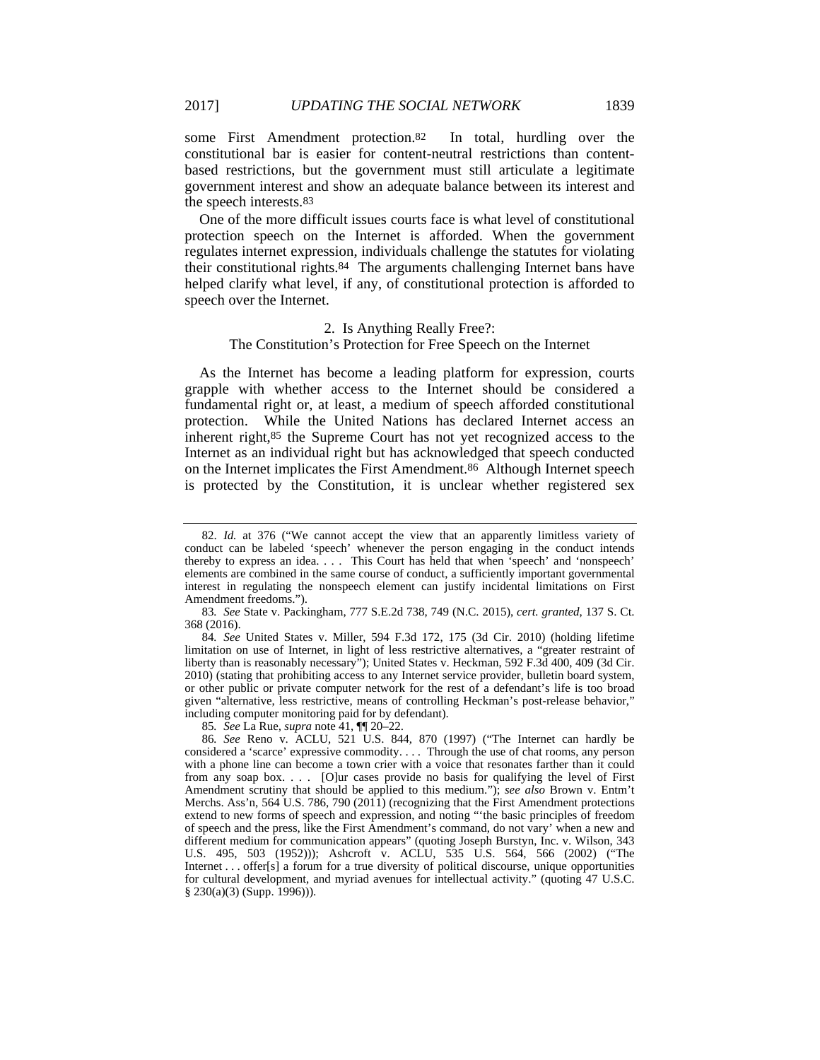some First Amendment protection.[82] In total, hurdling over the constitutional bar is easier for content-neutral restrictions than content-based restrictions, but the government must still articulate a legitimate government interest and show an adequate balance between its interest and the speech interests.[83]

One of the more difficult issues courts face is what level of constitutional protection speech on the Internet is afforded. When the government regulates internet expression, individuals challenge the statutes for violating their constitutional rights.[84] The arguments challenging Internet bans have helped clarify what level, if any, of constitutional protection is afforded to speech over the Internet.

### 2. Is Anything Really Free?: The Constitution's Protection for Free Speech on the Internet

As the Internet has become a leading platform for expression, courts grapple with whether access to the Internet should be considered a fundamental right or, at least, a medium of speech afforded constitutional protection. While the United Nations has declared Internet access an inherent right,[85] the Supreme Court has not yet recognized access to the Internet as an individual right but has acknowledged that speech conducted on the Internet implicates the First Amendment.[86] Although Internet speech is protected by the Constitution, it is unclear whether registered sex

---

82. *Id.* at 376 ("We cannot accept the view that an apparently limitless variety of conduct can be labeled 'speech' whenever the person engaging in the conduct intends thereby to express an idea. . . . This Court has held that when 'speech' and 'nonspeech' elements are combined in the same course of conduct, a sufficiently important governmental interest in regulating the nonspeech element can justify incidental limitations on First Amendment freedoms.").

83. *See* State v. Packingham, 777 S.E.2d 738, 749 (N.C. 2015), *cert. granted*, 137 S. Ct. 368 (2016).

84. *See* United States v. Miller, 594 F.3d 172, 175 (3d Cir. 2010) (holding lifetime limitation on use of Internet, in light of less restrictive alternatives, a "greater restraint of liberty than is reasonably necessary"); United States v. Heckman, 592 F.3d 400, 409 (3d Cir. 2010) (stating that prohibiting access to any Internet service provider, bulletin board system, or other public or private computer network for the rest of a defendant's life is too broad given "alternative, less restrictive, means of controlling Heckman's post-release behavior," including computer monitoring paid for by defendant).

85. *See* La Rue, *supra* note 41, ¶¶ 20–22.

86. *See* Reno v. ACLU, 521 U.S. 844, 870 (1997) ("The Internet can hardly be considered a 'scarce' expressive commodity. . . . Through the use of chat rooms, any person with a phone line can become a town crier with a voice that resonates farther than it could from any soap box. . . . [O]ur cases provide no basis for qualifying the level of First Amendment scrutiny that should be applied to this medium."); *see also* Brown v. Entm't Merchs. Ass'n, 564 U.S. 786, 790 (2011) (recognizing that the First Amendment protections extend to new forms of speech and expression, and noting "'the basic principles of freedom of speech and the press, like the First Amendment's command, do not vary' when a new and different medium for communication appears" (quoting Joseph Burstyn, Inc. v. Wilson, 343 U.S. 495, 503 (1952))); Ashcroft v. ACLU, 535 U.S. 564, 566 (2002) ("The Internet . . . offer[s] a forum for a true diversity of political discourse, unique opportunities for cultural development, and myriad avenues for intellectual activity." (quoting 47 U.S.C. § 230(a)(3) (Supp. 1996))).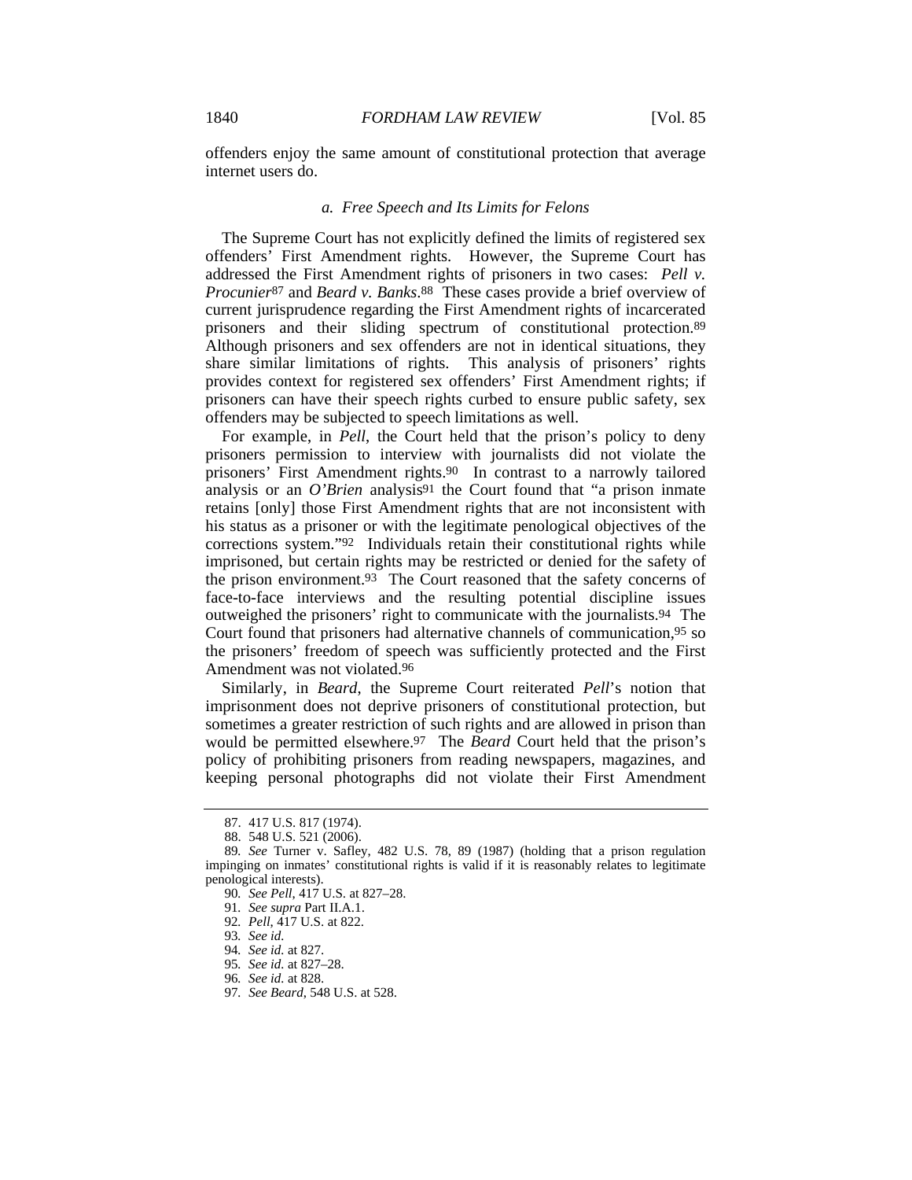offenders enjoy the same amount of constitutional protection that average internet users do.

### a. Free Speech and Its Limits for Felons

The Supreme Court has not explicitly defined the limits of registered sex offenders' First Amendment rights. However, the Supreme Court has addressed the First Amendment rights of prisoners in two cases: *Pell v. Procunier*[87] and *Beard v. Banks*.[88] These cases provide a brief overview of current jurisprudence regarding the First Amendment rights of incarcerated prisoners and their sliding spectrum of constitutional protection.[89] Although prisoners and sex offenders are not in identical situations, they share similar limitations of rights. This analysis of prisoners' rights provides context for registered sex offenders' First Amendment rights; if prisoners can have their speech rights curbed to ensure public safety, sex offenders may be subjected to speech limitations as well.

For example, in *Pell*, the Court held that the prison's policy to deny prisoners permission to interview with journalists did not violate the prisoners' First Amendment rights.[90] In contrast to a narrowly tailored analysis or an *O'Brien* analysis[91] the Court found that "a prison inmate retains [only] those First Amendment rights that are not inconsistent with his status as a prisoner or with the legitimate penological objectives of the corrections system."[92] Individuals retain their constitutional rights while imprisoned, but certain rights may be restricted or denied for the safety of the prison environment.[93] The Court reasoned that the safety concerns of face-to-face interviews and the resulting potential discipline issues outweighed the prisoners' right to communicate with the journalists.[94] The Court found that prisoners had alternative channels of communication,[95] so the prisoners' freedom of speech was sufficiently protected and the First Amendment was not violated.[96]

Similarly, in *Beard*, the Supreme Court reiterated *Pell*'s notion that imprisonment does not deprive prisoners of constitutional protection, but sometimes a greater restriction of such rights and are allowed in prison than would be permitted elsewhere.[97] The *Beard* Court held that the prison's policy of prohibiting prisoners from reading newspapers, magazines, and keeping personal photographs did not violate their First Amendment

---

87. 417 U.S. 817 (1974).

88. 548 U.S. 521 (2006).

89. *See* Turner v. Safley, 482 U.S. 78, 89 (1987) (holding that a prison regulation impinging on inmates' constitutional rights is valid if it is reasonably relates to legitimate penological interests).

90. *See Pell*, 417 U.S. at 827–28.

91. *See supra* Part II.A.1.

92. *Pell*, 417 U.S. at 822.

93. *See id.*

94. *See id.* at 827.

95. *See id.* at 827–28.

96. *See id.* at 828.

97. *See Beard*, 548 U.S. at 528.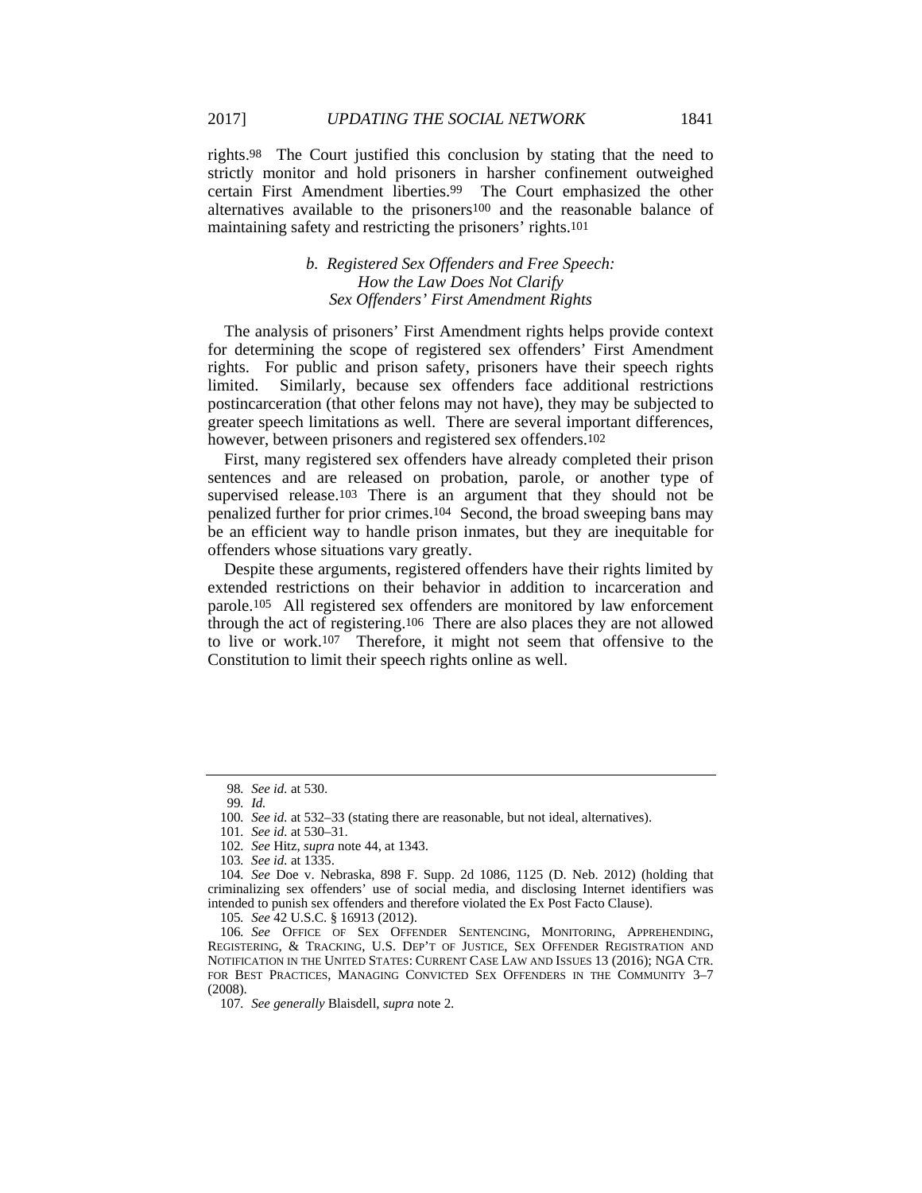rights.[98] The Court justified this conclusion by stating that the need to strictly monitor and hold prisoners in harsher confinement outweighed certain First Amendment liberties.[99] The Court emphasized the other alternatives available to the prisoners[100] and the reasonable balance of maintaining safety and restricting the prisoners' rights.[101]

#### *b. Registered Sex Offenders and Free Speech: How the Law Does Not Clarify Sex Offenders' First Amendment Rights*

The analysis of prisoners' First Amendment rights helps provide context for determining the scope of registered sex offenders' First Amendment rights. For public and prison safety, prisoners have their speech rights limited. Similarly, because sex offenders face additional restrictions postincarceration (that other felons may not have), they may be subjected to greater speech limitations as well. There are several important differences, however, between prisoners and registered sex offenders.[102]

First, many registered sex offenders have already completed their prison sentences and are released on probation, parole, or another type of supervised release.[103] There is an argument that they should not be penalized further for prior crimes.[104] Second, the broad sweeping bans may be an efficient way to handle prison inmates, but they are inequitable for offenders whose situations vary greatly.

Despite these arguments, registered offenders have their rights limited by extended restrictions on their behavior in addition to incarceration and parole.[105] All registered sex offenders are monitored by law enforcement through the act of registering.[106] There are also places they are not allowed to live or work.[107] Therefore, it might not seem that offensive to the Constitution to limit their speech rights online as well.

---

98. *See id.* at 530.

99. *Id.*

100. *See id.* at 532–33 (stating there are reasonable, but not ideal, alternatives).

101. *See id.* at 530–31.

102. *See* Hitz, *supra* note 44, at 1343.

103. *See id.* at 1335.

104. *See* Doe v. Nebraska, 898 F. Supp. 2d 1086, 1125 (D. Neb. 2012) (holding that criminalizing sex offenders' use of social media, and disclosing Internet identifiers was intended to punish sex offenders and therefore violated the Ex Post Facto Clause).

105. *See* 42 U.S.C. § 16913 (2012).

106. *See* OFFICE OF SEX OFFENDER SENTENCING, MONITORING, APPREHENDING, REGISTERING, & TRACKING, U.S. DEP'T OF JUSTICE, SEX OFFENDER REGISTRATION AND NOTIFICATION IN THE UNITED STATES: CURRENT CASE LAW AND ISSUES 13 (2016); NGA CTR. FOR BEST PRACTICES, MANAGING CONVICTED SEX OFFENDERS IN THE COMMUNITY 3–7 (2008).

107. *See generally* Blaisdell, *supra* note 2.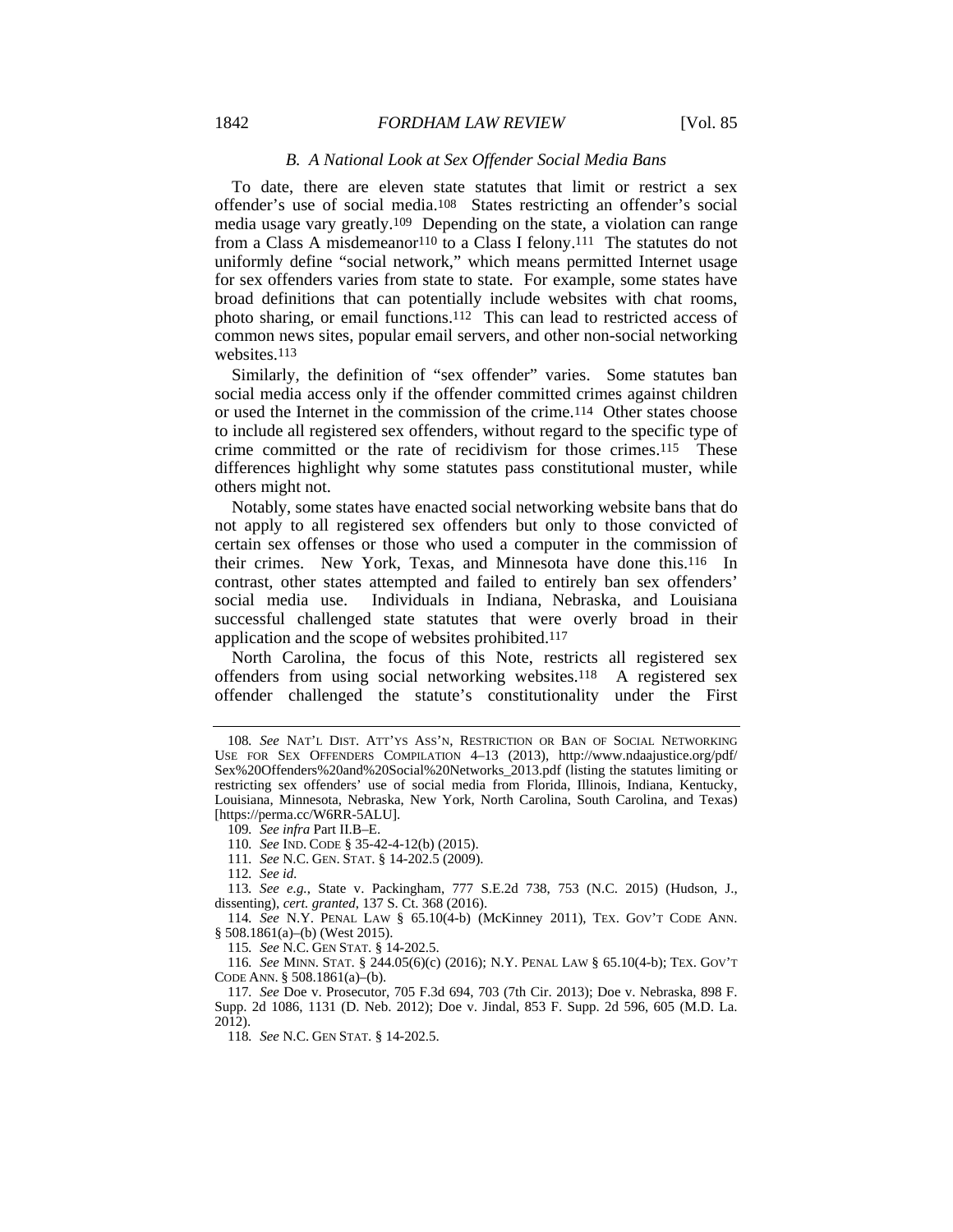### *B. A National Look at Sex Offender Social Media Bans*

To date, there are eleven state statutes that limit or restrict a sex offender's use of social media.[108] States restricting an offender's social media usage vary greatly.[109] Depending on the state, a violation can range from a Class A misdemeanor[110] to a Class I felony.[111] The statutes do not uniformly define "social network," which means permitted Internet usage for sex offenders varies from state to state. For example, some states have broad definitions that can potentially include websites with chat rooms, photo sharing, or email functions.[112] This can lead to restricted access of common news sites, popular email servers, and other non-social networking websites.[113]

Similarly, the definition of "sex offender" varies. Some statutes ban social media access only if the offender committed crimes against children or used the Internet in the commission of the crime.[114] Other states choose to include all registered sex offenders, without regard to the specific type of crime committed or the rate of recidivism for those crimes.[115] These differences highlight why some statutes pass constitutional muster, while others might not.

Notably, some states have enacted social networking website bans that do not apply to all registered sex offenders but only to those convicted of certain sex offenses or those who used a computer in the commission of their crimes. New York, Texas, and Minnesota have done this.[116] In contrast, other states attempted and failed to entirely ban sex offenders' social media use. Individuals in Indiana, Nebraska, and Louisiana successful challenged state statutes that were overly broad in their application and the scope of websites prohibited.[117]

North Carolina, the focus of this Note, restricts all registered sex offenders from using social networking websites.[118] A registered sex offender challenged the statute's constitutionality under the First

---

108. *See* NAT'L DIST. ATT'YS ASS'N, RESTRICTION OR BAN OF SOCIAL NETWORKING USE FOR SEX OFFENDERS COMPILATION 4–13 (2013), http://www.ndaajustice.org/pdf/Sex%20Offenders%20and%20Social%20Networks_2013.pdf (listing the statutes limiting or restricting sex offenders' use of social media from Florida, Illinois, Indiana, Kentucky, Louisiana, Minnesota, Nebraska, New York, North Carolina, South Carolina, and Texas) [https://perma.cc/W6RR-5ALU].

109. *See infra* Part II.B–E.

110. *See* IND. CODE § 35-42-4-12(b) (2015).

111. *See* N.C. GEN. STAT. § 14-202.5 (2009).

112. *See id.*

113. *See e.g.*, State v. Packingham, 777 S.E.2d 738, 753 (N.C. 2015) (Hudson, J., dissenting), *cert. granted*, 137 S. Ct. 368 (2016).

114. *See* N.Y. PENAL LAW § 65.10(4-b) (McKinney 2011), TEX. GOV'T CODE ANN. § 508.1861(a)–(b) (West 2015).

115. *See* N.C. GEN STAT. § 14-202.5.

116. *See* MINN. STAT. § 244.05(6)(c) (2016); N.Y. PENAL LAW § 65.10(4-b); TEX. GOV'T CODE ANN. § 508.1861(a)–(b).

117. *See* Doe v. Prosecutor, 705 F.3d 694, 703 (7th Cir. 2013); Doe v. Nebraska, 898 F. Supp. 2d 1086, 1131 (D. Neb. 2012); Doe v. Jindal, 853 F. Supp. 2d 596, 605 (M.D. La. 2012).

118. *See* N.C. GEN STAT. § 14-202.5.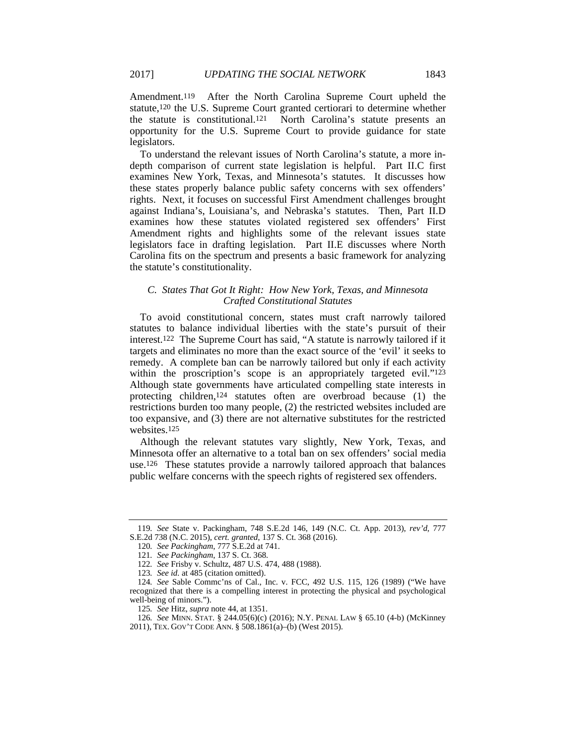Amendment.[119] After the North Carolina Supreme Court upheld the statute,[120] the U.S. Supreme Court granted certiorari to determine whether the statute is constitutional.[121] North Carolina's statute presents an opportunity for the U.S. Supreme Court to provide guidance for state legislators.

To understand the relevant issues of North Carolina's statute, a more in-depth comparison of current state legislation is helpful. Part II.C first examines New York, Texas, and Minnesota's statutes. It discusses how these states properly balance public safety concerns with sex offenders' rights. Next, it focuses on successful First Amendment challenges brought against Indiana's, Louisiana's, and Nebraska's statutes. Then, Part II.D examines how these statutes violated registered sex offenders' First Amendment rights and highlights some of the relevant issues state legislators face in drafting legislation. Part II.E discusses where North Carolina fits on the spectrum and presents a basic framework for analyzing the statute's constitutionality.

### *C. States That Got It Right: How New York, Texas, and Minnesota Crafted Constitutional Statutes*

To avoid constitutional concern, states must craft narrowly tailored statutes to balance individual liberties with the state's pursuit of their interest.[122] The Supreme Court has said, "A statute is narrowly tailored if it targets and eliminates no more than the exact source of the 'evil' it seeks to remedy. A complete ban can be narrowly tailored but only if each activity within the proscription's scope is an appropriately targeted evil."[123] Although state governments have articulated compelling state interests in protecting children,[124] statutes often are overbroad because (1) the restrictions burden too many people, (2) the restricted websites included are too expansive, and (3) there are not alternative substitutes for the restricted websites.[125]

Although the relevant statutes vary slightly, New York, Texas, and Minnesota offer an alternative to a total ban on sex offenders' social media use.[126] These statutes provide a narrowly tailored approach that balances public welfare concerns with the speech rights of registered sex offenders.

---

119. *See* State v. Packingham, 748 S.E.2d 146, 149 (N.C. Ct. App. 2013), *rev'd*, 777 S.E.2d 738 (N.C. 2015), *cert. granted*, 137 S. Ct. 368 (2016).

120. *See Packingham*, 777 S.E.2d at 741.

121. *See Packingham*, 137 S. Ct. 368.

122. *See* Frisby v. Schultz, 487 U.S. 474, 488 (1988).

123. *See id.* at 485 (citation omitted).

124. *See* Sable Commc'ns of Cal., Inc. v. FCC, 492 U.S. 115, 126 (1989) ("We have recognized that there is a compelling interest in protecting the physical and psychological well-being of minors.").

125. *See* Hitz, *supra* note 44, at 1351.

126. *See* MINN. STAT. § 244.05(6)(c) (2016); N.Y. PENAL LAW § 65.10 (4-b) (McKinney 2011), TEX. GOV'T CODE ANN. § 508.1861(a)–(b) (West 2015).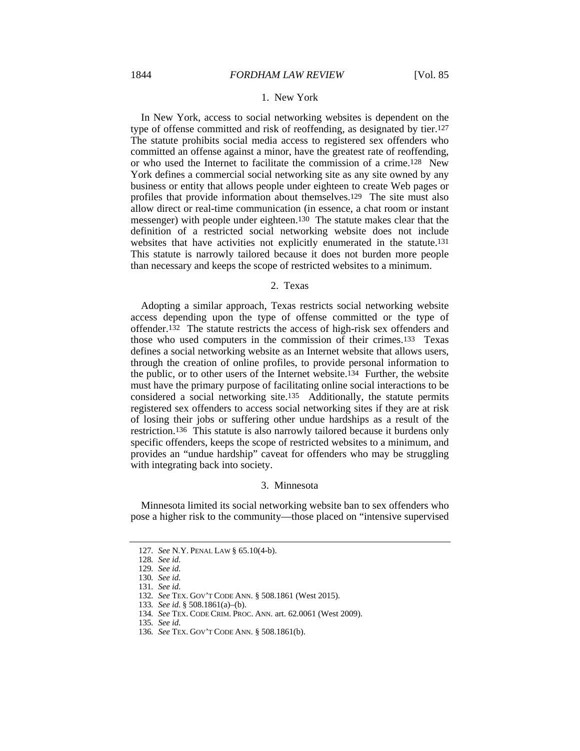### 1. New York

In New York, access to social networking websites is dependent on the type of offense committed and risk of reoffending, as designated by tier.[127] The statute prohibits social media access to registered sex offenders who committed an offense against a minor, have the greatest rate of reoffending, or who used the Internet to facilitate the commission of a crime.[128] New York defines a commercial social networking site as any site owned by any business or entity that allows people under eighteen to create Web pages or profiles that provide information about themselves.[129] The site must also allow direct or real-time communication (in essence, a chat room or instant messenger) with people under eighteen.[130] The statute makes clear that the definition of a restricted social networking website does not include websites that have activities not explicitly enumerated in the statute.[131] This statute is narrowly tailored because it does not burden more people than necessary and keeps the scope of restricted websites to a minimum.

### 2. Texas

Adopting a similar approach, Texas restricts social networking website access depending upon the type of offense committed or the type of offender.[132] The statute restricts the access of high-risk sex offenders and those who used computers in the commission of their crimes.[133] Texas defines a social networking website as an Internet website that allows users, through the creation of online profiles, to provide personal information to the public, or to other users of the Internet website.[134] Further, the website must have the primary purpose of facilitating online social interactions to be considered a social networking site.[135] Additionally, the statute permits registered sex offenders to access social networking sites if they are at risk of losing their jobs or suffering other undue hardships as a result of the restriction.[136] This statute is also narrowly tailored because it burdens only specific offenders, keeps the scope of restricted websites to a minimum, and provides an "undue hardship" caveat for offenders who may be struggling with integrating back into society.

### 3. Minnesota

Minnesota limited its social networking website ban to sex offenders who pose a higher risk to the community—those placed on "intensive supervised

---

127. *See* N.Y. PENAL LAW § 65.10(4-b).

128. *See id.*

129. *See id.*

130. *See id.*

131. *See id.*

132. *See* TEX. GOV'T CODE ANN. § 508.1861 (West 2015).

133. *See id.* § 508.1861(a)–(b).

134. *See* TEX. CODE CRIM. PROC. ANN. art. 62.0061 (West 2009).

135. *See id.*

136. *See* TEX. GOV'T CODE ANN. § 508.1861(b).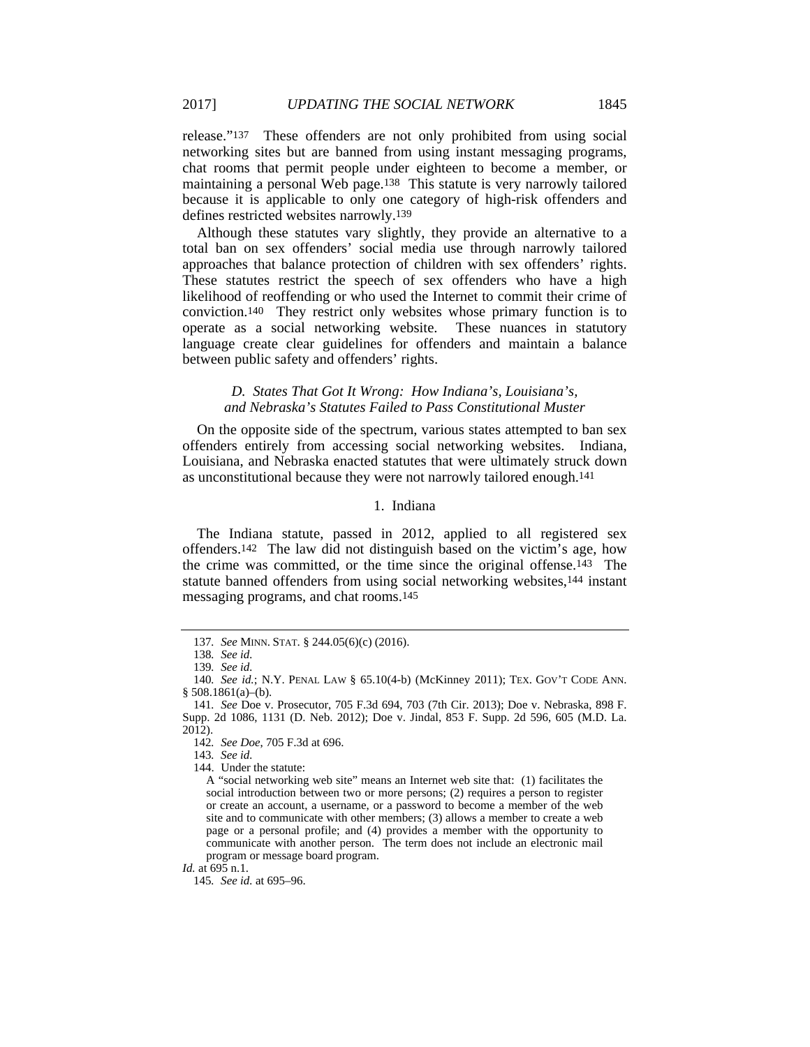release."[137] These offenders are not only prohibited from using social networking sites but are banned from using instant messaging programs, chat rooms that permit people under eighteen to become a member, or maintaining a personal Web page.[138] This statute is very narrowly tailored because it is applicable to only one category of high-risk offenders and defines restricted websites narrowly.[139]

Although these statutes vary slightly, they provide an alternative to a total ban on sex offenders' social media use through narrowly tailored approaches that balance protection of children with sex offenders' rights. These statutes restrict the speech of sex offenders who have a high likelihood of reoffending or who used the Internet to commit their crime of conviction.[140] They restrict only websites whose primary function is to operate as a social networking website. These nuances in statutory language create clear guidelines for offenders and maintain a balance between public safety and offenders' rights.

### *D. States That Got It Wrong: How Indiana's, Louisiana's, and Nebraska's Statutes Failed to Pass Constitutional Muster*

On the opposite side of the spectrum, various states attempted to ban sex offenders entirely from accessing social networking websites. Indiana, Louisiana, and Nebraska enacted statutes that were ultimately struck down as unconstitutional because they were not narrowly tailored enough.[141]

#### 1. Indiana

The Indiana statute, passed in 2012, applied to all registered sex offenders.[142] The law did not distinguish based on the victim's age, how the crime was committed, or the time since the original offense.[143] The statute banned offenders from using social networking websites,[144] instant messaging programs, and chat rooms.[145]

---

137. *See* MINN. STAT. § 244.05(6)(c) (2016).

138. *See id.*

139. *See id.*

140. *See id.*; N.Y. PENAL LAW § 65.10(4-b) (McKinney 2011); TEX. GOV'T CODE ANN. § 508.1861(a)–(b).

141. *See* Doe v. Prosecutor, 705 F.3d 694, 703 (7th Cir. 2013); Doe v. Nebraska, 898 F. Supp. 2d 1086, 1131 (D. Neb. 2012); Doe v. Jindal, 853 F. Supp. 2d 596, 605 (M.D. La. 2012).

142. *See Doe*, 705 F.3d at 696.

143. *See id.*

144. Under the statute:

> A "social networking web site" means an Internet web site that: (1) facilitates the social introduction between two or more persons; (2) requires a person to register or create an account, a username, or a password to become a member of the web site and to communicate with other members; (3) allows a member to create a web page or a personal profile; and (4) provides a member with the opportunity to communicate with another person. The term does not include an electronic mail program or message board program.

*Id.* at 695 n.1.

145. *See id.* at 695–96.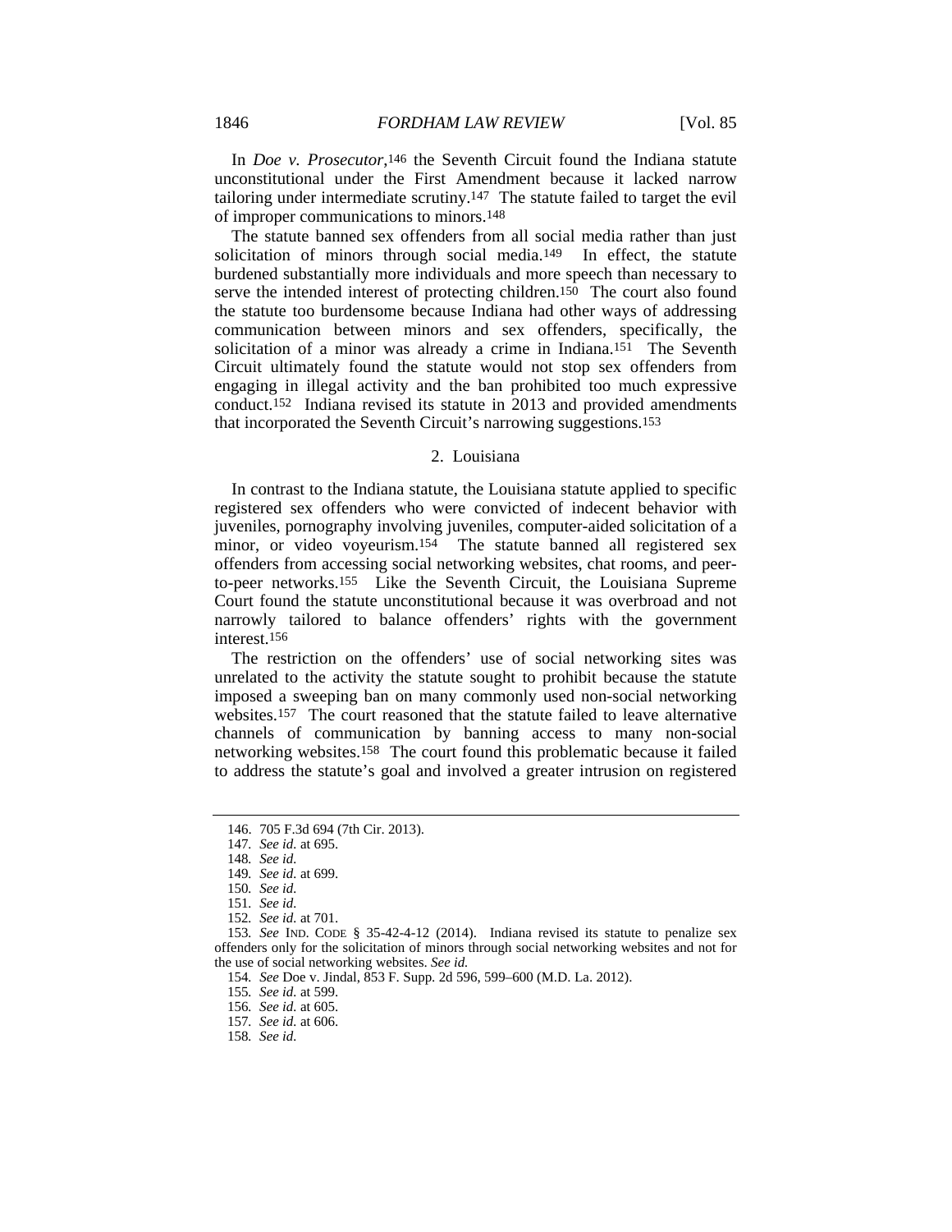In *Doe v. Prosecutor*,[146] the Seventh Circuit found the Indiana statute unconstitutional under the First Amendment because it lacked narrow tailoring under intermediate scrutiny.[147] The statute failed to target the evil of improper communications to minors.[148]

The statute banned sex offenders from all social media rather than just solicitation of minors through social media.[149] In effect, the statute burdened substantially more individuals and more speech than necessary to serve the intended interest of protecting children.[150] The court also found the statute too burdensome because Indiana had other ways of addressing communication between minors and sex offenders, specifically, the solicitation of a minor was already a crime in Indiana.[151] The Seventh Circuit ultimately found the statute would not stop sex offenders from engaging in illegal activity and the ban prohibited too much expressive conduct.[152] Indiana revised its statute in 2013 and provided amendments that incorporated the Seventh Circuit's narrowing suggestions.[153]

### 2. Louisiana

In contrast to the Indiana statute, the Louisiana statute applied to specific registered sex offenders who were convicted of indecent behavior with juveniles, pornography involving juveniles, computer-aided solicitation of a minor, or video voyeurism.[154] The statute banned all registered sex offenders from accessing social networking websites, chat rooms, and peer-to-peer networks.[155] Like the Seventh Circuit, the Louisiana Supreme Court found the statute unconstitutional because it was overbroad and not narrowly tailored to balance offenders' rights with the government interest.[156]

The restriction on the offenders' use of social networking sites was unrelated to the activity the statute sought to prohibit because the statute imposed a sweeping ban on many commonly used non-social networking websites.[157] The court reasoned that the statute failed to leave alternative channels of communication by banning access to many non-social networking websites.[158] The court found this problematic because it failed to address the statute's goal and involved a greater intrusion on registered

---

146. 705 F.3d 694 (7th Cir. 2013).

147. *See id.* at 695.

148. *See id.*

149. *See id.* at 699.

150. *See id.*

151. *See id.*

152. *See id.* at 701.

153. *See* IND. CODE § 35-42-4-12 (2014). Indiana revised its statute to penalize sex offenders only for the solicitation of minors through social networking websites and not for the use of social networking websites. *See id.*

154. *See* Doe v. Jindal, 853 F. Supp. 2d 596, 599–600 (M.D. La. 2012).

155. *See id.* at 599.

156. *See id.* at 605.

157. *See id.* at 606.

158. *See id.*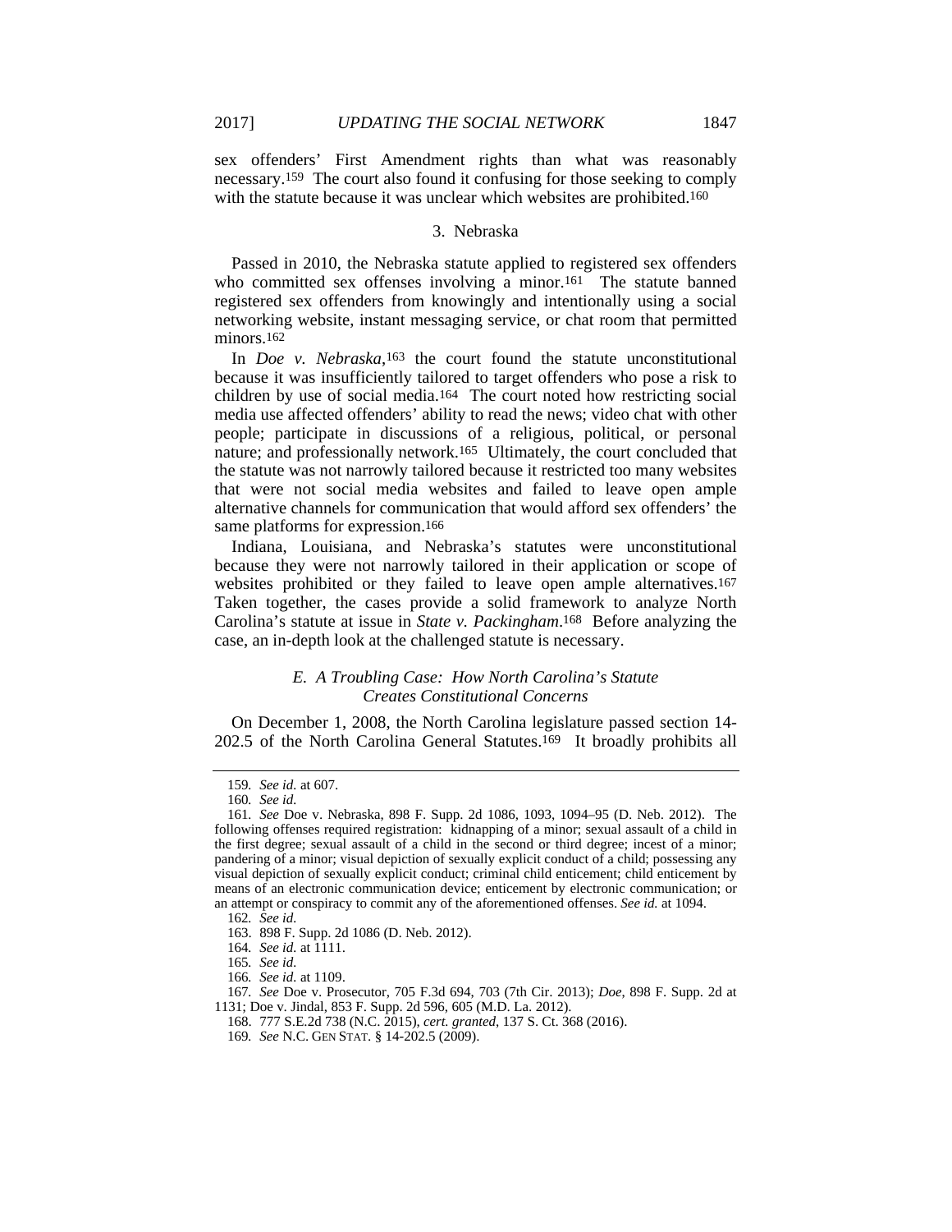sex offenders' First Amendment rights than what was reasonably necessary.[159] The court also found it confusing for those seeking to comply with the statute because it was unclear which websites are prohibited.[160]

### 3. Nebraska

Passed in 2010, the Nebraska statute applied to registered sex offenders who committed sex offenses involving a minor.[161] The statute banned registered sex offenders from knowingly and intentionally using a social networking website, instant messaging service, or chat room that permitted minors.[162]

In *Doe v. Nebraska*,[163] the court found the statute unconstitutional because it was insufficiently tailored to target offenders who pose a risk to children by use of social media.[164] The court noted how restricting social media use affected offenders' ability to read the news; video chat with other people; participate in discussions of a religious, political, or personal nature; and professionally network.[165] Ultimately, the court concluded that the statute was not narrowly tailored because it restricted too many websites that were not social media websites and failed to leave open ample alternative channels for communication that would afford sex offenders' the same platforms for expression.[166]

Indiana, Louisiana, and Nebraska's statutes were unconstitutional because they were not narrowly tailored in their application or scope of websites prohibited or they failed to leave open ample alternatives.[167] Taken together, the cases provide a solid framework to analyze North Carolina's statute at issue in *State v. Packingham*.[168] Before analyzing the case, an in-depth look at the challenged statute is necessary.

## *E. A Troubling Case: How North Carolina's Statute Creates Constitutional Concerns*

On December 1, 2008, the North Carolina legislature passed section 14-202.5 of the North Carolina General Statutes.[169] It broadly prohibits all

---

159. *See id.* at 607.

160. *See id.*

161. *See* Doe v. Nebraska, 898 F. Supp. 2d 1086, 1093, 1094–95 (D. Neb. 2012). The following offenses required registration: kidnapping of a minor; sexual assault of a child in the first degree; sexual assault of a child in the second or third degree; incest of a minor; pandering of a minor; visual depiction of sexually explicit conduct of a child; possessing any visual depiction of sexually explicit conduct; criminal child enticement; child enticement by means of an electronic communication device; enticement by electronic communication; or an attempt or conspiracy to commit any of the aforementioned offenses. *See id.* at 1094.

162. *See id.*

163. 898 F. Supp. 2d 1086 (D. Neb. 2012).

164. *See id.* at 1111.

165. *See id.*

166. *See id.* at 1109.

167. *See* Doe v. Prosecutor, 705 F.3d 694, 703 (7th Cir. 2013); *Doe*, 898 F. Supp. 2d at 1131; Doe v. Jindal, 853 F. Supp. 2d 596, 605 (M.D. La. 2012).

168. 777 S.E.2d 738 (N.C. 2015), *cert. granted*, 137 S. Ct. 368 (2016).

169. *See* N.C. GEN STAT. § 14-202.5 (2009).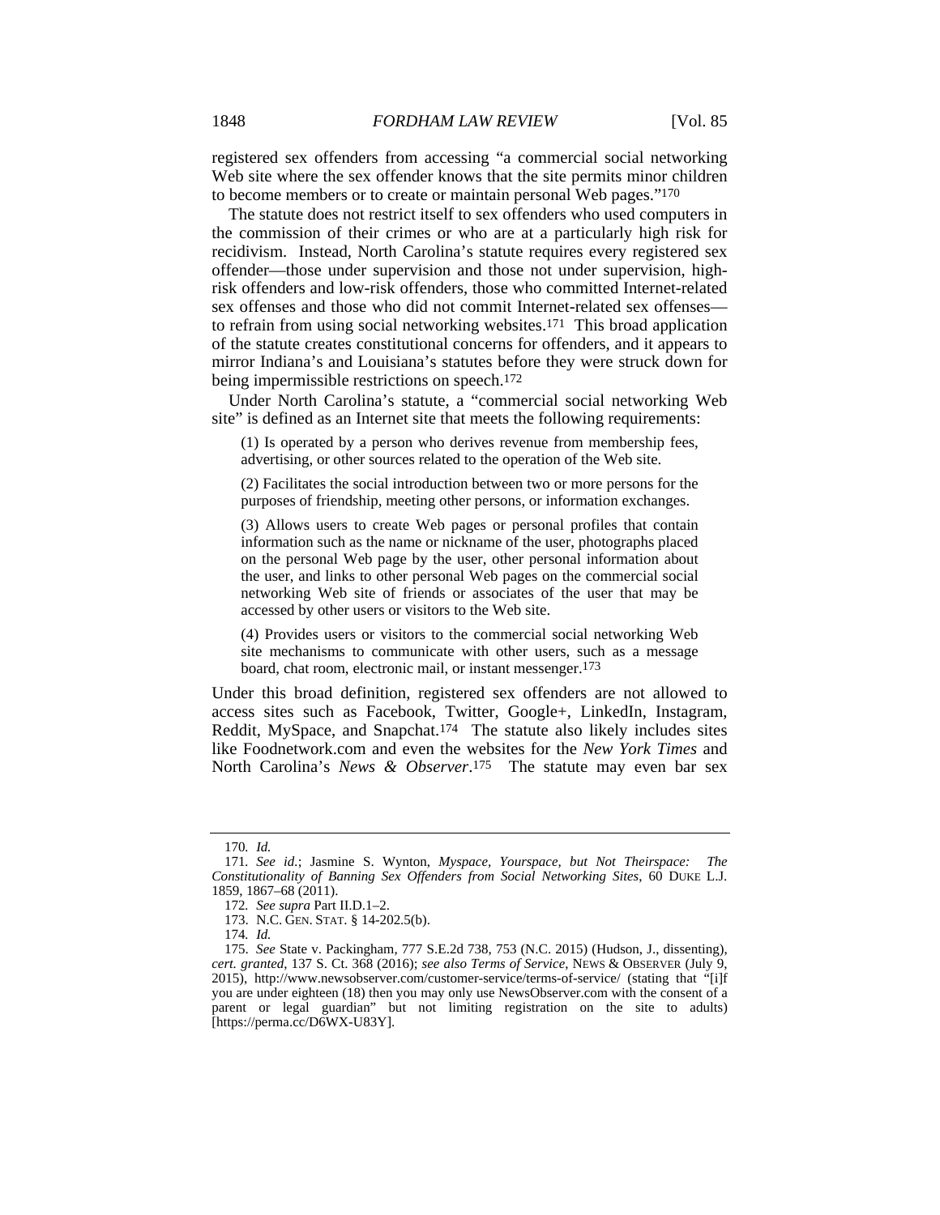registered sex offenders from accessing "a commercial social networking Web site where the sex offender knows that the site permits minor children to become members or to create or maintain personal Web pages."[170]

The statute does not restrict itself to sex offenders who used computers in the commission of their crimes or who are at a particularly high risk for recidivism. Instead, North Carolina's statute requires every registered sex offender—those under supervision and those not under supervision, high-risk offenders and low-risk offenders, those who committed Internet-related sex offenses and those who did not commit Internet-related sex offenses—to refrain from using social networking websites.[171] This broad application of the statute creates constitutional concerns for offenders, and it appears to mirror Indiana's and Louisiana's statutes before they were struck down for being impermissible restrictions on speech.[172]

Under North Carolina's statute, a "commercial social networking Web site" is defined as an Internet site that meets the following requirements:

> (1) Is operated by a person who derives revenue from membership fees, advertising, or other sources related to the operation of the Web site.
>
> (2) Facilitates the social introduction between two or more persons for the purposes of friendship, meeting other persons, or information exchanges.
>
> (3) Allows users to create Web pages or personal profiles that contain information such as the name or nickname of the user, photographs placed on the personal Web page by the user, other personal information about the user, and links to other personal Web pages on the commercial social networking Web site of friends or associates of the user that may be accessed by other users or visitors to the Web site.
>
> (4) Provides users or visitors to the commercial social networking Web site mechanisms to communicate with other users, such as a message board, chat room, electronic mail, or instant messenger.[173]

Under this broad definition, registered sex offenders are not allowed to access sites such as Facebook, Twitter, Google+, LinkedIn, Instagram, Reddit, MySpace, and Snapchat.[174] The statute also likely includes sites like Foodnetwork.com and even the websites for the *New York Times* and North Carolina's *News & Observer*.[175] The statute may even bar sex

---

170. *Id.*

171. *See id.*; Jasmine S. Wynton, *Myspace, Yourspace, but Not Theirspace: The Constitutionality of Banning Sex Offenders from Social Networking Sites*, 60 DUKE L.J. 1859, 1867–68 (2011).

172. *See supra* Part II.D.1–2.

173. N.C. GEN. STAT. § 14-202.5(b).

174. *Id.*

175. *See* State v. Packingham, 777 S.E.2d 738, 753 (N.C. 2015) (Hudson, J., dissenting), *cert. granted*, 137 S. Ct. 368 (2016); *see also Terms of Service*, NEWS & OBSERVER (July 9, 2015), http://www.newsobserver.com/customer-service/terms-of-service/ (stating that "[i]f you are under eighteen (18) then you may only use NewsObserver.com with the consent of a parent or legal guardian" but not limiting registration on the site to adults) [https://perma.cc/D6WX-U83Y].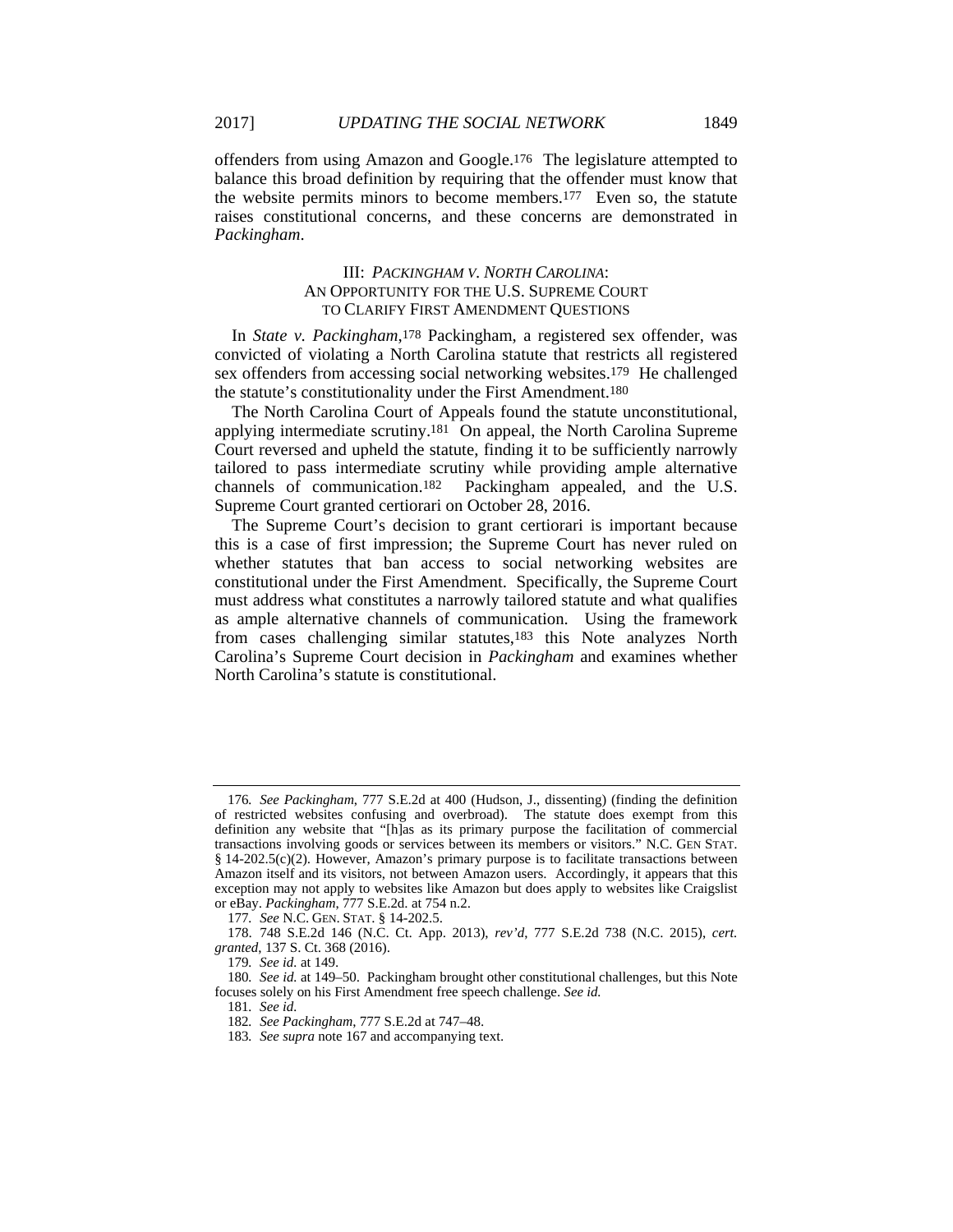offenders from using Amazon and Google.[176] The legislature attempted to balance this broad definition by requiring that the offender must know that the website permits minors to become members.[177] Even so, the statute raises constitutional concerns, and these concerns are demonstrated in *Packingham*.

## III: *PACKINGHAM V. NORTH CAROLINA*: AN OPPORTUNITY FOR THE U.S. SUPREME COURT TO CLARIFY FIRST AMENDMENT QUESTIONS

In *State v. Packingham*,[178] Packingham, a registered sex offender, was convicted of violating a North Carolina statute that restricts all registered sex offenders from accessing social networking websites.[179] He challenged the statute's constitutionality under the First Amendment.[180]

The North Carolina Court of Appeals found the statute unconstitutional, applying intermediate scrutiny.[181] On appeal, the North Carolina Supreme Court reversed and upheld the statute, finding it to be sufficiently narrowly tailored to pass intermediate scrutiny while providing ample alternative channels of communication.[182] Packingham appealed, and the U.S. Supreme Court granted certiorari on October 28, 2016.

The Supreme Court's decision to grant certiorari is important because this is a case of first impression; the Supreme Court has never ruled on whether statutes that ban access to social networking websites are constitutional under the First Amendment. Specifically, the Supreme Court must address what constitutes a narrowly tailored statute and what qualifies as ample alternative channels of communication. Using the framework from cases challenging similar statutes,[183] this Note analyzes North Carolina's Supreme Court decision in *Packingham* and examines whether North Carolina's statute is constitutional.

---

176. *See Packingham*, 777 S.E.2d at 400 (Hudson, J., dissenting) (finding the definition of restricted websites confusing and overbroad). The statute does exempt from this definition any website that "[h]as as its primary purpose the facilitation of commercial transactions involving goods or services between its members or visitors." N.C. GEN STAT. § 14-202.5(c)(2). However, Amazon's primary purpose is to facilitate transactions between Amazon itself and its visitors, not between Amazon users. Accordingly, it appears that this exception may not apply to websites like Amazon but does apply to websites like Craigslist or eBay. *Packingham*, 777 S.E.2d. at 754 n.2.

177. *See* N.C. GEN. STAT. § 14-202.5.

178. 748 S.E.2d 146 (N.C. Ct. App. 2013), *rev'd*, 777 S.E.2d 738 (N.C. 2015), *cert. granted*, 137 S. Ct. 368 (2016).

179. *See id.* at 149.

180. *See id.* at 149–50. Packingham brought other constitutional challenges, but this Note focuses solely on his First Amendment free speech challenge. *See id.*

181. *See id.*

182. *See Packingham*, 777 S.E.2d at 747–48.

183. *See supra* note 167 and accompanying text.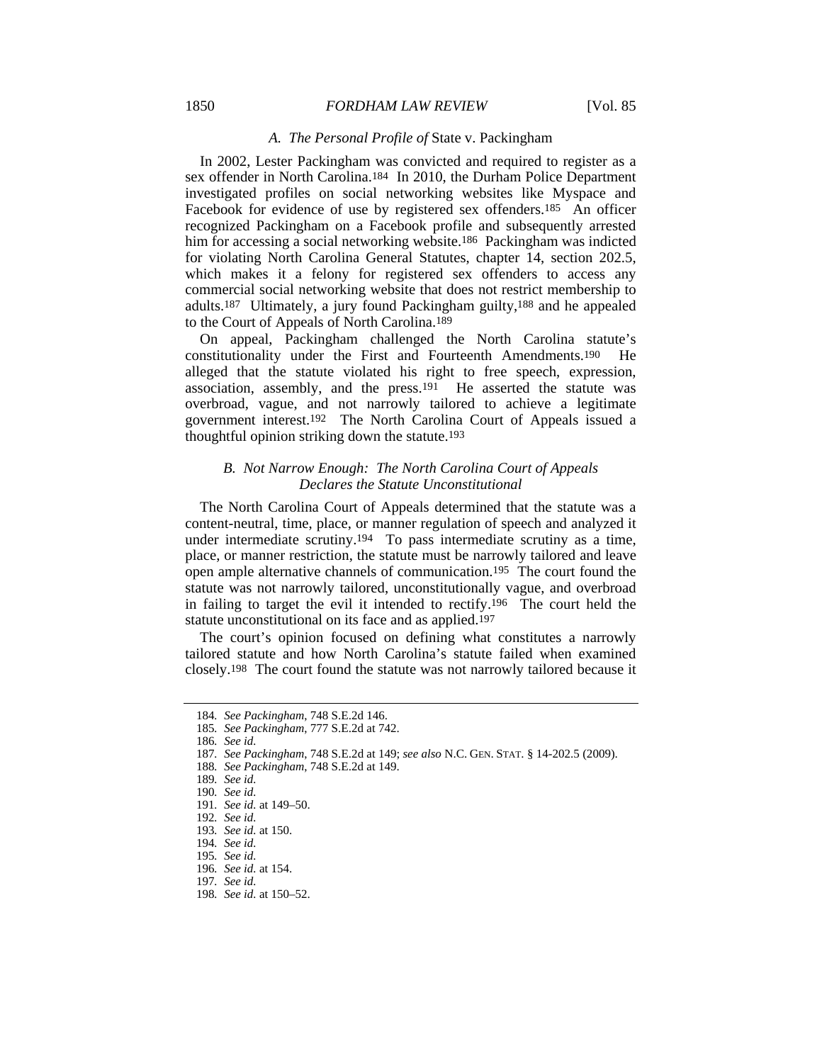### *A. The Personal Profile of* State v. Packingham

In 2002, Lester Packingham was convicted and required to register as a sex offender in North Carolina.[184] In 2010, the Durham Police Department investigated profiles on social networking websites like Myspace and Facebook for evidence of use by registered sex offenders.[185] An officer recognized Packingham on a Facebook profile and subsequently arrested him for accessing a social networking website.[186] Packingham was indicted for violating North Carolina General Statutes, chapter 14, section 202.5, which makes it a felony for registered sex offenders to access any commercial social networking website that does not restrict membership to adults.[187] Ultimately, a jury found Packingham guilty,[188] and he appealed to the Court of Appeals of North Carolina.[189]

On appeal, Packingham challenged the North Carolina statute's constitutionality under the First and Fourteenth Amendments.[190] He alleged that the statute violated his right to free speech, expression, association, assembly, and the press.[191] He asserted the statute was overbroad, vague, and not narrowly tailored to achieve a legitimate government interest.[192] The North Carolina Court of Appeals issued a thoughtful opinion striking down the statute.[193]

### *B. Not Narrow Enough: The North Carolina Court of Appeals Declares the Statute Unconstitutional*

The North Carolina Court of Appeals determined that the statute was a content-neutral, time, place, or manner regulation of speech and analyzed it under intermediate scrutiny.[194] To pass intermediate scrutiny as a time, place, or manner restriction, the statute must be narrowly tailored and leave open ample alternative channels of communication.[195] The court found the statute was not narrowly tailored, unconstitutionally vague, and overbroad in failing to target the evil it intended to rectify.[196] The court held the statute unconstitutional on its face and as applied.[197]

The court's opinion focused on defining what constitutes a narrowly tailored statute and how North Carolina's statute failed when examined closely.[198] The court found the statute was not narrowly tailored because it

---

184. *See Packingham*, 748 S.E.2d 146.
185. *See Packingham*, 777 S.E.2d at 742.
186. *See id.*
187. *See Packingham*, 748 S.E.2d at 149; *see also* N.C. GEN. STAT. § 14-202.5 (2009).
188. *See Packingham*, 748 S.E.2d at 149.
189. *See id.*
190. *See id.*
191. *See id.* at 149–50.
192. *See id.*
193. *See id.* at 150.
194. *See id.*
195. *See id.*
196. *See id.* at 154.
197. *See id.*
198. *See id.* at 150–52.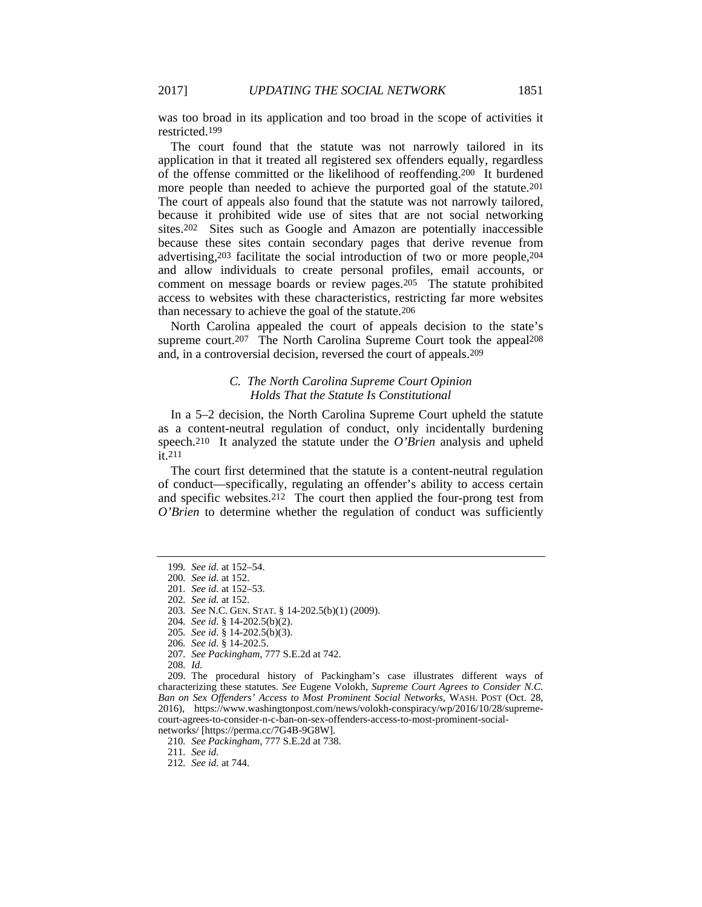was too broad in its application and too broad in the scope of activities it restricted.[199]

The court found that the statute was not narrowly tailored in its application in that it treated all registered sex offenders equally, regardless of the offense committed or the likelihood of reoffending.[200] It burdened more people than needed to achieve the purported goal of the statute.[201] The court of appeals also found that the statute was not narrowly tailored, because it prohibited wide use of sites that are not social networking sites.[202] Sites such as Google and Amazon are potentially inaccessible because these sites contain secondary pages that derive revenue from advertising,[203] facilitate the social introduction of two or more people,[204] and allow individuals to create personal profiles, email accounts, or comment on message boards or review pages.[205] The statute prohibited access to websites with these characteristics, restricting far more websites than necessary to achieve the goal of the statute.[206]

North Carolina appealed the court of appeals decision to the state's supreme court.[207] The North Carolina Supreme Court took the appeal[208] and, in a controversial decision, reversed the court of appeals.[209]

### *C. The North Carolina Supreme Court Opinion Holds That the Statute Is Constitutional*

In a 5–2 decision, the North Carolina Supreme Court upheld the statute as a content-neutral regulation of conduct, only incidentally burdening speech.[210] It analyzed the statute under the *O'Brien* analysis and upheld it.[211]

The court first determined that the statute is a content-neutral regulation of conduct—specifically, regulating an offender's ability to access certain and specific websites.[212] The court then applied the four-prong test from *O'Brien* to determine whether the regulation of conduct was sufficiently

---

199. *See id.* at 152–54.

200. *See id.* at 152.

201. *See id.* at 152–53.

202. *See id.* at 152.

203. *See* N.C. GEN. STAT. § 14-202.5(b)(1) (2009).

204. *See id.* § 14-202.5(b)(2).

205. *See id.* § 14-202.5(b)(3).

206. *See id.* § 14-202.5.

207. *See Packingham*, 777 S.E.2d at 742.

208. *Id.*

209. The procedural history of Packingham's case illustrates different ways of characterizing these statutes. *See* Eugene Volokh, *Supreme Court Agrees to Consider N.C. Ban on Sex Offenders' Access to Most Prominent Social Networks*, WASH. POST (Oct. 28, 2016), https://www.washingtonpost.com/news/volokh-conspiracy/wp/2016/10/28/supreme-court-agrees-to-consider-n-c-ban-on-sex-offenders-access-to-most-prominent-social-networks/ [https://perma.cc/7G4B-9G8W].

210. *See Packingham*, 777 S.E.2d at 738.

211. *See id.*

212. *See id.* at 744.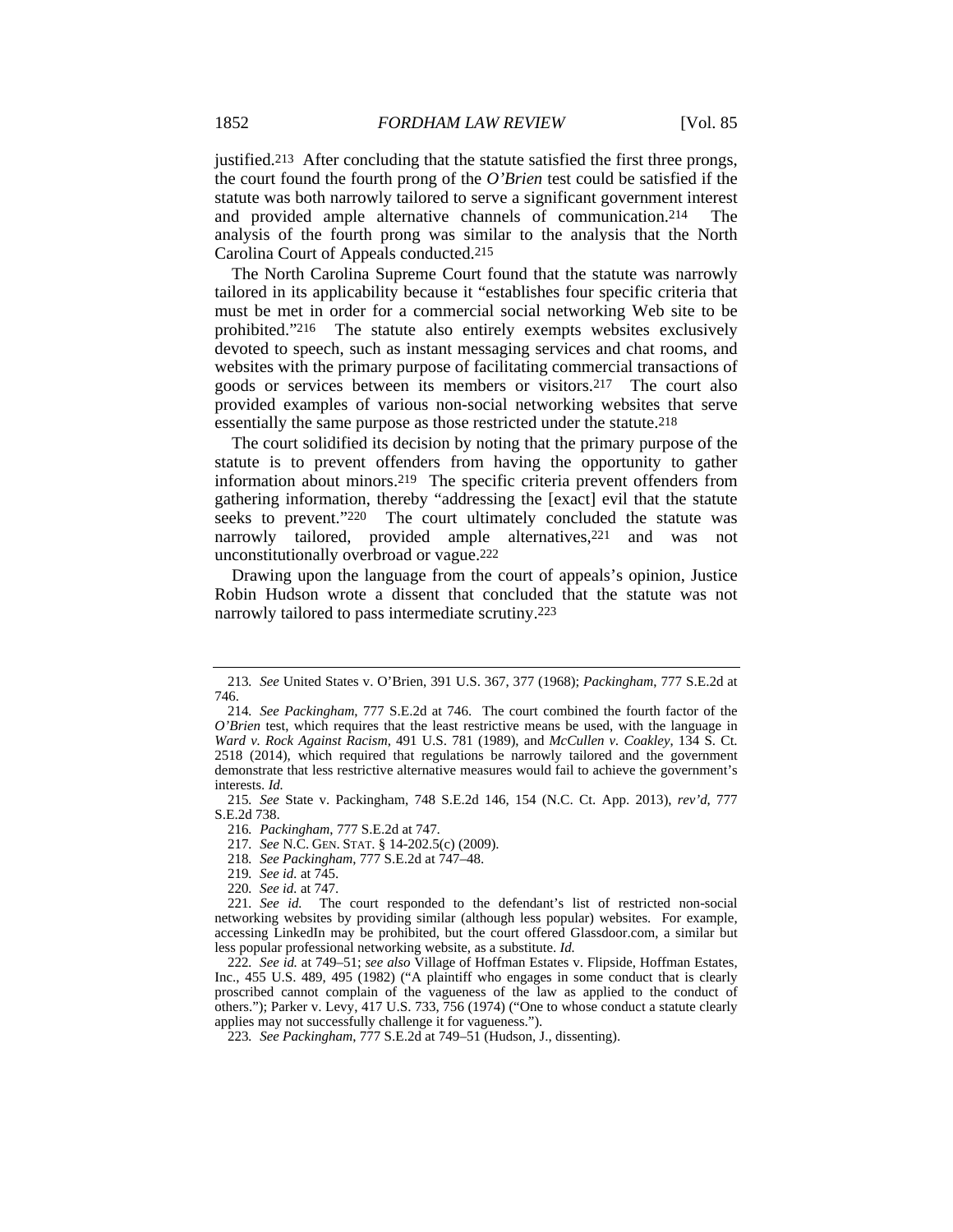justified.[213] After concluding that the statute satisfied the first three prongs, the court found the fourth prong of the *O'Brien* test could be satisfied if the statute was both narrowly tailored to serve a significant government interest and provided ample alternative channels of communication.[214] The analysis of the fourth prong was similar to the analysis that the North Carolina Court of Appeals conducted.[215]

The North Carolina Supreme Court found that the statute was narrowly tailored in its applicability because it "establishes four specific criteria that must be met in order for a commercial social networking Web site to be prohibited."[216] The statute also entirely exempts websites exclusively devoted to speech, such as instant messaging services and chat rooms, and websites with the primary purpose of facilitating commercial transactions of goods or services between its members or visitors.[217] The court also provided examples of various non-social networking websites that serve essentially the same purpose as those restricted under the statute.[218]

The court solidified its decision by noting that the primary purpose of the statute is to prevent offenders from having the opportunity to gather information about minors.[219] The specific criteria prevent offenders from gathering information, thereby "addressing the [exact] evil that the statute seeks to prevent."[220] The court ultimately concluded the statute was narrowly tailored, provided ample alternatives,[221] and was not unconstitutionally overbroad or vague.[222]

Drawing upon the language from the court of appeals's opinion, Justice Robin Hudson wrote a dissent that concluded that the statute was not narrowly tailored to pass intermediate scrutiny.[223]

---

213. *See* United States v. O'Brien, 391 U.S. 367, 377 (1968); *Packingham*, 777 S.E.2d at 746.

214. *See Packingham*, 777 S.E.2d at 746. The court combined the fourth factor of the *O'Brien* test, which requires that the least restrictive means be used, with the language in *Ward v. Rock Against Racism*, 491 U.S. 781 (1989), and *McCullen v. Coakley*, 134 S. Ct. 2518 (2014), which required that regulations be narrowly tailored and the government demonstrate that less restrictive alternative measures would fail to achieve the government's interests. *Id.*

215. *See* State v. Packingham, 748 S.E.2d 146, 154 (N.C. Ct. App. 2013), *rev'd*, 777 S.E.2d 738.

216. *Packingham*, 777 S.E.2d at 747.

217. *See* N.C. GEN. STAT. § 14-202.5(c) (2009).

218. *See Packingham*, 777 S.E.2d at 747–48.

219. *See id.* at 745.

220. *See id.* at 747.

221. *See id.* The court responded to the defendant's list of restricted non-social networking websites by providing similar (although less popular) websites. For example, accessing LinkedIn may be prohibited, but the court offered Glassdoor.com, a similar but less popular professional networking website, as a substitute. *Id.*

222. *See id.* at 749–51; *see also* Village of Hoffman Estates v. Flipside, Hoffman Estates, Inc., 455 U.S. 489, 495 (1982) ("A plaintiff who engages in some conduct that is clearly proscribed cannot complain of the vagueness of the law as applied to the conduct of others."); Parker v. Levy, 417 U.S. 733, 756 (1974) ("One to whose conduct a statute clearly applies may not successfully challenge it for vagueness.").

223. *See Packingham*, 777 S.E.2d at 749–51 (Hudson, J., dissenting).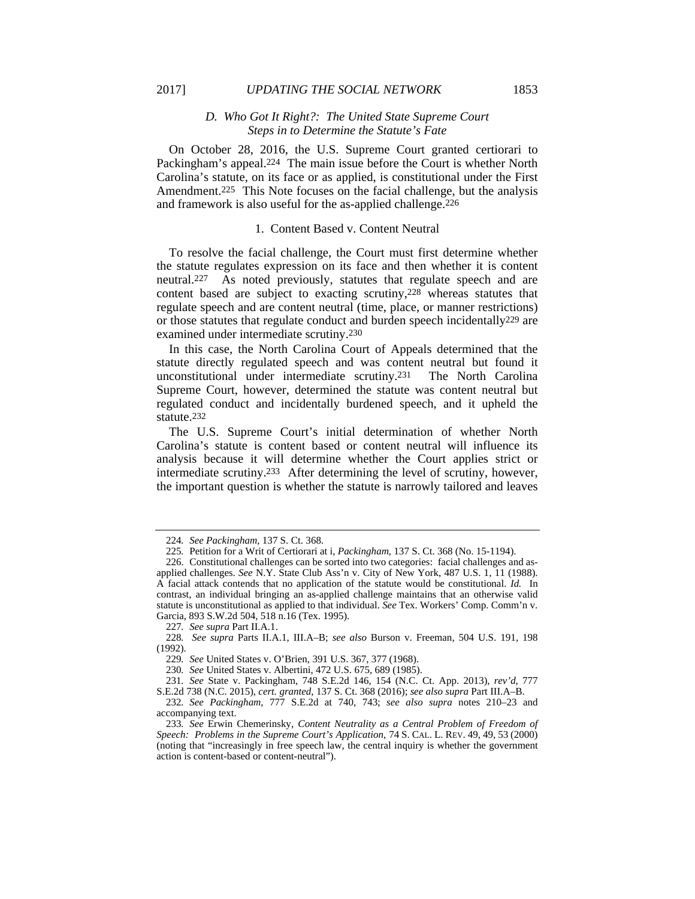### *D. Who Got It Right?: The United State Supreme Court Steps in to Determine the Statute's Fate*

On October 28, 2016, the U.S. Supreme Court granted certiorari to Packingham's appeal.[224] The main issue before the Court is whether North Carolina's statute, on its face or as applied, is constitutional under the First Amendment.[225] This Note focuses on the facial challenge, but the analysis and framework is also useful for the as-applied challenge.[226]

#### 1. Content Based v. Content Neutral

To resolve the facial challenge, the Court must first determine whether the statute regulates expression on its face and then whether it is content neutral.[227] As noted previously, statutes that regulate speech and are content based are subject to exacting scrutiny,[228] whereas statutes that regulate speech and are content neutral (time, place, or manner restrictions) or those statutes that regulate conduct and burden speech incidentally[229] are examined under intermediate scrutiny.[230]

In this case, the North Carolina Court of Appeals determined that the statute directly regulated speech and was content neutral but found it unconstitutional under intermediate scrutiny.[231] The North Carolina Supreme Court, however, determined the statute was content neutral but regulated conduct and incidentally burdened speech, and it upheld the statute.[232]

The U.S. Supreme Court's initial determination of whether North Carolina's statute is content based or content neutral will influence its analysis because it will determine whether the Court applies strict or intermediate scrutiny.[233] After determining the level of scrutiny, however, the important question is whether the statute is narrowly tailored and leaves

---

224. *See Packingham*, 137 S. Ct. 368.

225. Petition for a Writ of Certiorari at i, *Packingham*, 137 S. Ct. 368 (No. 15-1194).

226. Constitutional challenges can be sorted into two categories: facial challenges and as-applied challenges. *See* N.Y. State Club Ass'n v. City of New York, 487 U.S. 1, 11 (1988). A facial attack contends that no application of the statute would be constitutional. *Id.* In contrast, an individual bringing an as-applied challenge maintains that an otherwise valid statute is unconstitutional as applied to that individual. *See* Tex. Workers' Comp. Comm'n v. Garcia, 893 S.W.2d 504, 518 n.16 (Tex. 1995).

227. *See supra* Part II.A.1.

228. *See supra* Parts II.A.1, III.A–B; *see also* Burson v. Freeman, 504 U.S. 191, 198 (1992).

229. *See* United States v. O'Brien, 391 U.S. 367, 377 (1968).

230. *See* United States v. Albertini, 472 U.S. 675, 689 (1985).

231. *See* State v. Packingham, 748 S.E.2d 146, 154 (N.C. Ct. App. 2013), *rev'd*, 777 S.E.2d 738 (N.C. 2015), *cert. granted*, 137 S. Ct. 368 (2016); *see also supra* Part III.A–B.

232. *See Packingham*, 777 S.E.2d at 740, 743; *see also supra* notes 210–23 and accompanying text.

233. *See* Erwin Chemerinsky, *Content Neutrality as a Central Problem of Freedom of Speech: Problems in the Supreme Court's Application*, 74 S. CAL. L. REV. 49, 49, 53 (2000) (noting that "increasingly in free speech law, the central inquiry is whether the government action is content-based or content-neutral").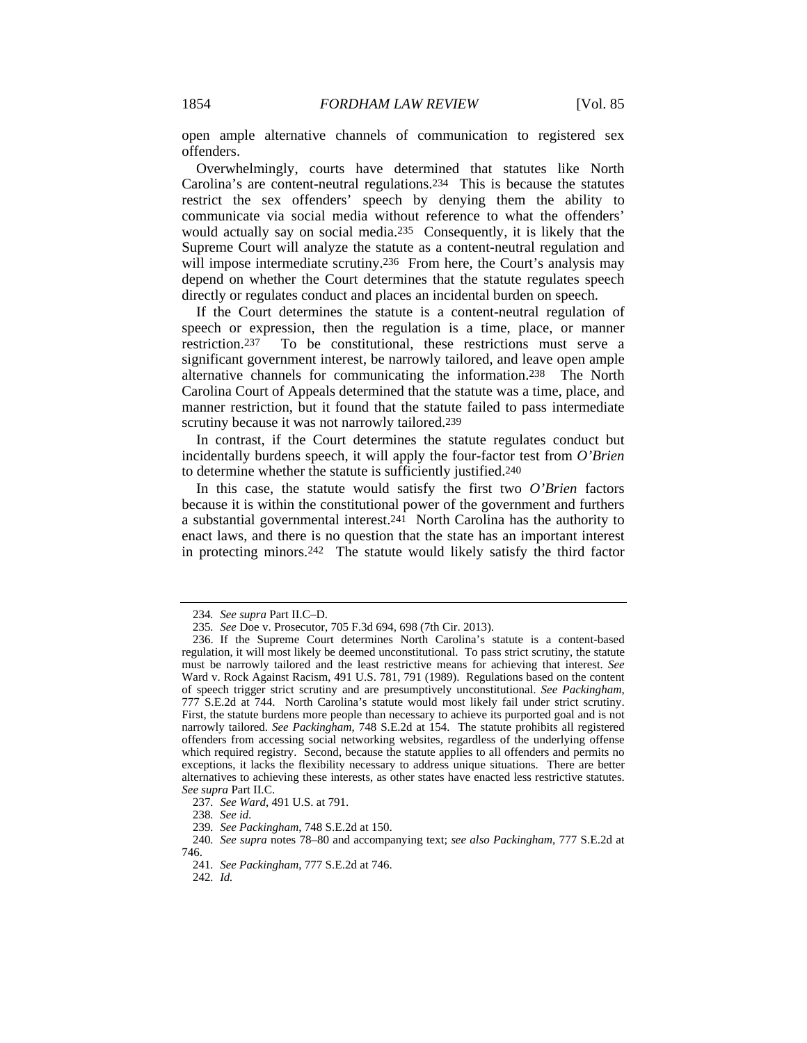open ample alternative channels of communication to registered sex offenders.

Overwhelmingly, courts have determined that statutes like North Carolina's are content-neutral regulations.[234] This is because the statutes restrict the sex offenders' speech by denying them the ability to communicate via social media without reference to what the offenders' would actually say on social media.[235] Consequently, it is likely that the Supreme Court will analyze the statute as a content-neutral regulation and will impose intermediate scrutiny.[236] From here, the Court's analysis may depend on whether the Court determines that the statute regulates speech directly or regulates conduct and places an incidental burden on speech.

If the Court determines the statute is a content-neutral regulation of speech or expression, then the regulation is a time, place, or manner restriction.[237] To be constitutional, these restrictions must serve a significant government interest, be narrowly tailored, and leave open ample alternative channels for communicating the information.[238] The North Carolina Court of Appeals determined that the statute was a time, place, and manner restriction, but it found that the statute failed to pass intermediate scrutiny because it was not narrowly tailored.[239]

In contrast, if the Court determines the statute regulates conduct but incidentally burdens speech, it will apply the four-factor test from *O'Brien* to determine whether the statute is sufficiently justified.[240]

In this case, the statute would satisfy the first two *O'Brien* factors because it is within the constitutional power of the government and furthers a substantial governmental interest.[241] North Carolina has the authority to enact laws, and there is no question that the state has an important interest in protecting minors.[242] The statute would likely satisfy the third factor

---

234. *See supra* Part II.C–D.

235. *See* Doe v. Prosecutor, 705 F.3d 694, 698 (7th Cir. 2013).

236. If the Supreme Court determines North Carolina's statute is a content-based regulation, it will most likely be deemed unconstitutional. To pass strict scrutiny, the statute must be narrowly tailored and the least restrictive means for achieving that interest. *See* Ward v. Rock Against Racism, 491 U.S. 781, 791 (1989). Regulations based on the content of speech trigger strict scrutiny and are presumptively unconstitutional. *See Packingham*, 777 S.E.2d at 744. North Carolina's statute would most likely fail under strict scrutiny. First, the statute burdens more people than necessary to achieve its purported goal and is not narrowly tailored. *See Packingham*, 748 S.E.2d at 154. The statute prohibits all registered offenders from accessing social networking websites, regardless of the underlying offense which required registry. Second, because the statute applies to all offenders and permits no exceptions, it lacks the flexibility necessary to address unique situations. There are better alternatives to achieving these interests, as other states have enacted less restrictive statutes. *See supra* Part II.C.

237. *See Ward*, 491 U.S. at 791.

238. *See id.*

239. *See Packingham*, 748 S.E.2d at 150.

240. *See supra* notes 78–80 and accompanying text; *see also Packingham*, 777 S.E.2d at 746.

241. *See Packingham*, 777 S.E.2d at 746.

242. *Id.*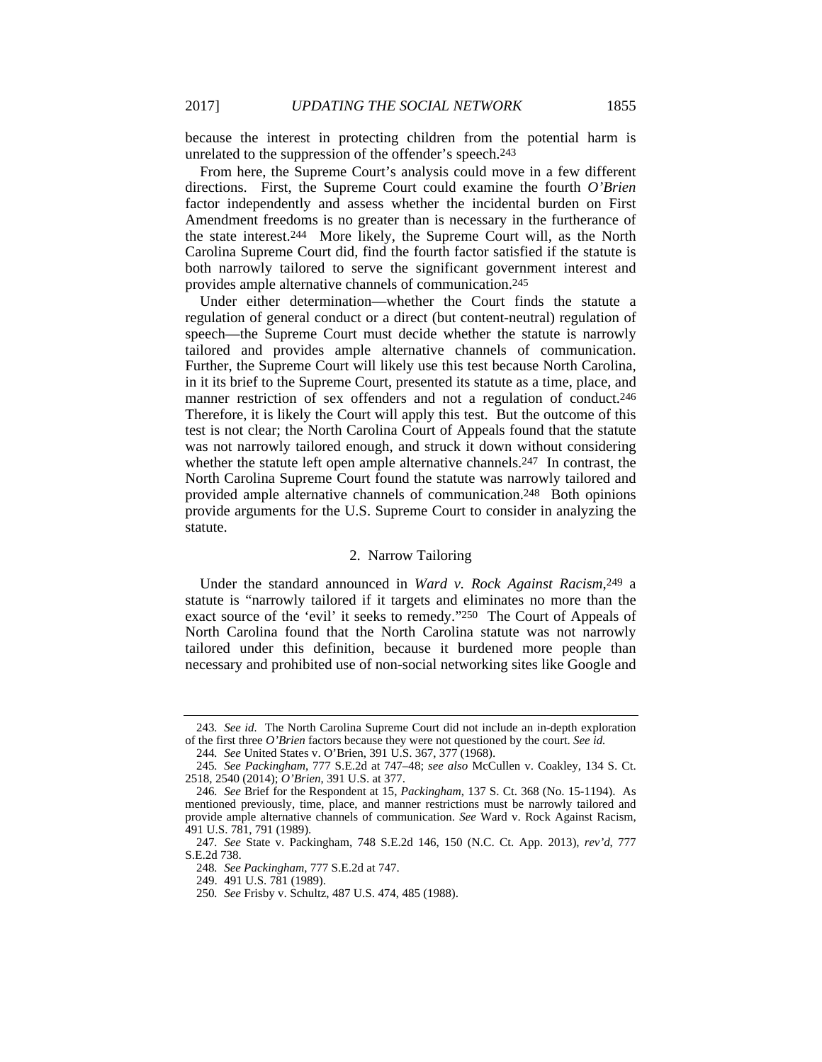because the interest in protecting children from the potential harm is unrelated to the suppression of the offender's speech.[243]

From here, the Supreme Court's analysis could move in a few different directions. First, the Supreme Court could examine the fourth *O'Brien* factor independently and assess whether the incidental burden on First Amendment freedoms is no greater than is necessary in the furtherance of the state interest.[244] More likely, the Supreme Court will, as the North Carolina Supreme Court did, find the fourth factor satisfied if the statute is both narrowly tailored to serve the significant government interest and provides ample alternative channels of communication.[245]

Under either determination—whether the Court finds the statute a regulation of general conduct or a direct (but content-neutral) regulation of speech—the Supreme Court must decide whether the statute is narrowly tailored and provides ample alternative channels of communication. Further, the Supreme Court will likely use this test because North Carolina, in it its brief to the Supreme Court, presented its statute as a time, place, and manner restriction of sex offenders and not a regulation of conduct.[246] Therefore, it is likely the Court will apply this test. But the outcome of this test is not clear; the North Carolina Court of Appeals found that the statute was not narrowly tailored enough, and struck it down without considering whether the statute left open ample alternative channels.[247] In contrast, the North Carolina Supreme Court found the statute was narrowly tailored and provided ample alternative channels of communication.[248] Both opinions provide arguments for the U.S. Supreme Court to consider in analyzing the statute.

### 2. Narrow Tailoring

Under the standard announced in *Ward v. Rock Against Racism*,[249] a statute is "narrowly tailored if it targets and eliminates no more than the exact source of the 'evil' it seeks to remedy."[250] The Court of Appeals of North Carolina found that the North Carolina statute was not narrowly tailored under this definition, because it burdened more people than necessary and prohibited use of non-social networking sites like Google and

---

243. *See id.* The North Carolina Supreme Court did not include an in-depth exploration of the first three *O'Brien* factors because they were not questioned by the court. *See id.*

244. *See* United States v. O'Brien, 391 U.S. 367, 377 (1968).

245. *See Packingham*, 777 S.E.2d at 747–48; *see also* McCullen v. Coakley, 134 S. Ct. 2518, 2540 (2014); *O'Brien*, 391 U.S. at 377.

246. *See* Brief for the Respondent at 15, *Packingham*, 137 S. Ct. 368 (No. 15-1194). As mentioned previously, time, place, and manner restrictions must be narrowly tailored and provide ample alternative channels of communication. *See* Ward v. Rock Against Racism, 491 U.S. 781, 791 (1989).

247. *See* State v. Packingham, 748 S.E.2d 146, 150 (N.C. Ct. App. 2013), *rev'd*, 777 S.E.2d 738.

248. *See Packingham*, 777 S.E.2d at 747.

249. 491 U.S. 781 (1989).

250. *See* Frisby v. Schultz, 487 U.S. 474, 485 (1988).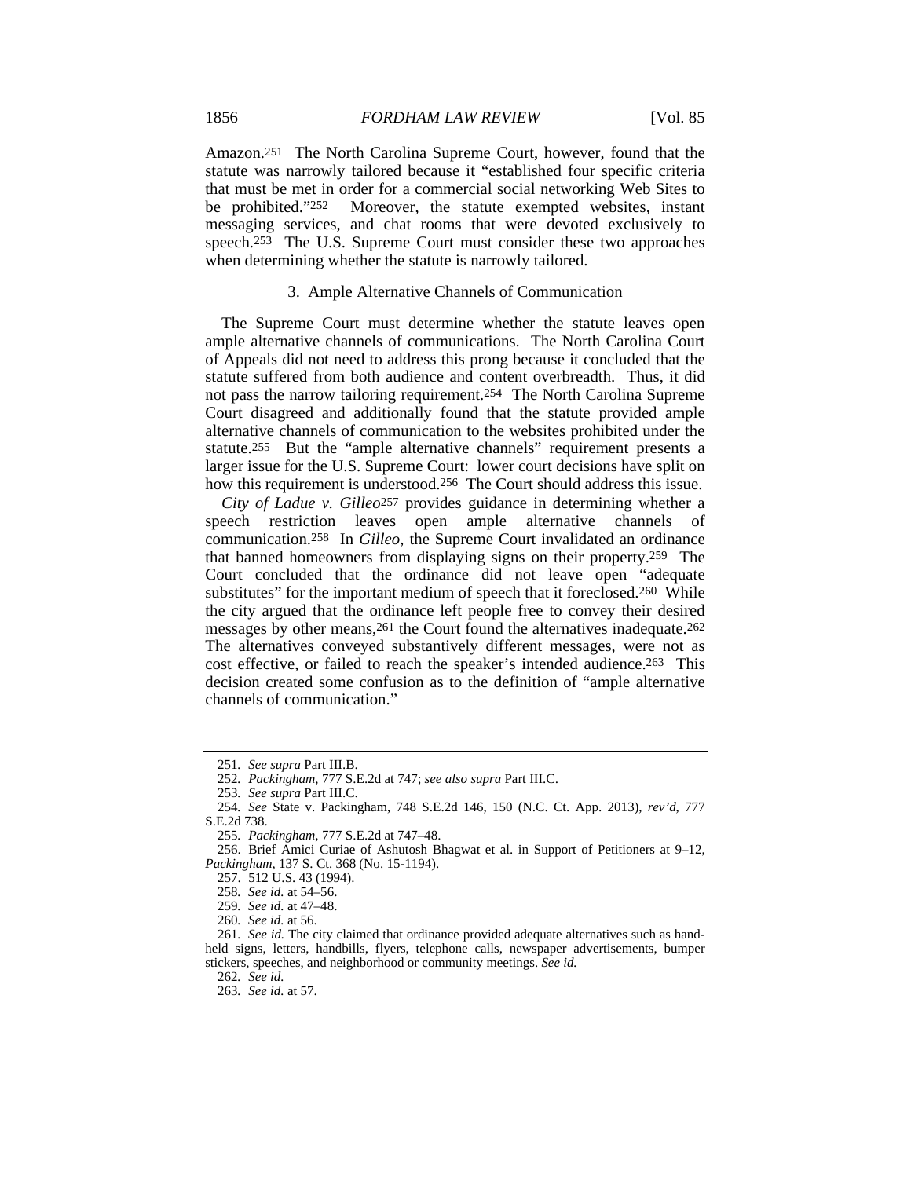Amazon.[251] The North Carolina Supreme Court, however, found that the statute was narrowly tailored because it "established four specific criteria that must be met in order for a commercial social networking Web Sites to be prohibited."[252] Moreover, the statute exempted websites, instant messaging services, and chat rooms that were devoted exclusively to speech.[253] The U.S. Supreme Court must consider these two approaches when determining whether the statute is narrowly tailored.

### 3. Ample Alternative Channels of Communication

The Supreme Court must determine whether the statute leaves open ample alternative channels of communications. The North Carolina Court of Appeals did not need to address this prong because it concluded that the statute suffered from both audience and content overbreadth. Thus, it did not pass the narrow tailoring requirement.[254] The North Carolina Supreme Court disagreed and additionally found that the statute provided ample alternative channels of communication to the websites prohibited under the statute.[255] But the "ample alternative channels" requirement presents a larger issue for the U.S. Supreme Court: lower court decisions have split on how this requirement is understood.[256] The Court should address this issue.

*City of Ladue v. Gilleo*[257] provides guidance in determining whether a speech restriction leaves open ample alternative channels of communication.[258] In *Gilleo*, the Supreme Court invalidated an ordinance that banned homeowners from displaying signs on their property.[259] The Court concluded that the ordinance did not leave open "adequate substitutes" for the important medium of speech that it foreclosed.[260] While the city argued that the ordinance left people free to convey their desired messages by other means,[261] the Court found the alternatives inadequate.[262] The alternatives conveyed substantively different messages, were not as cost effective, or failed to reach the speaker's intended audience.[263] This decision created some confusion as to the definition of "ample alternative channels of communication."

---

251. *See supra* Part III.B.

252. *Packingham*, 777 S.E.2d at 747; *see also supra* Part III.C.

253. *See supra* Part III.C.

254. *See* State v. Packingham, 748 S.E.2d 146, 150 (N.C. Ct. App. 2013), *rev'd*, 777 S.E.2d 738.

255. *Packingham*, 777 S.E.2d at 747–48.

256. Brief Amici Curiae of Ashutosh Bhagwat et al. in Support of Petitioners at 9–12, *Packingham*, 137 S. Ct. 368 (No. 15-1194).

257. 512 U.S. 43 (1994).

258. *See id.* at 54–56.

259. *See id.* at 47–48.

260. *See id.* at 56.

261. *See id.* The city claimed that ordinance provided adequate alternatives such as hand-held signs, letters, handbills, flyers, telephone calls, newspaper advertisements, bumper stickers, speeches, and neighborhood or community meetings. *See id.*

262. *See id.*

263. *See id.* at 57.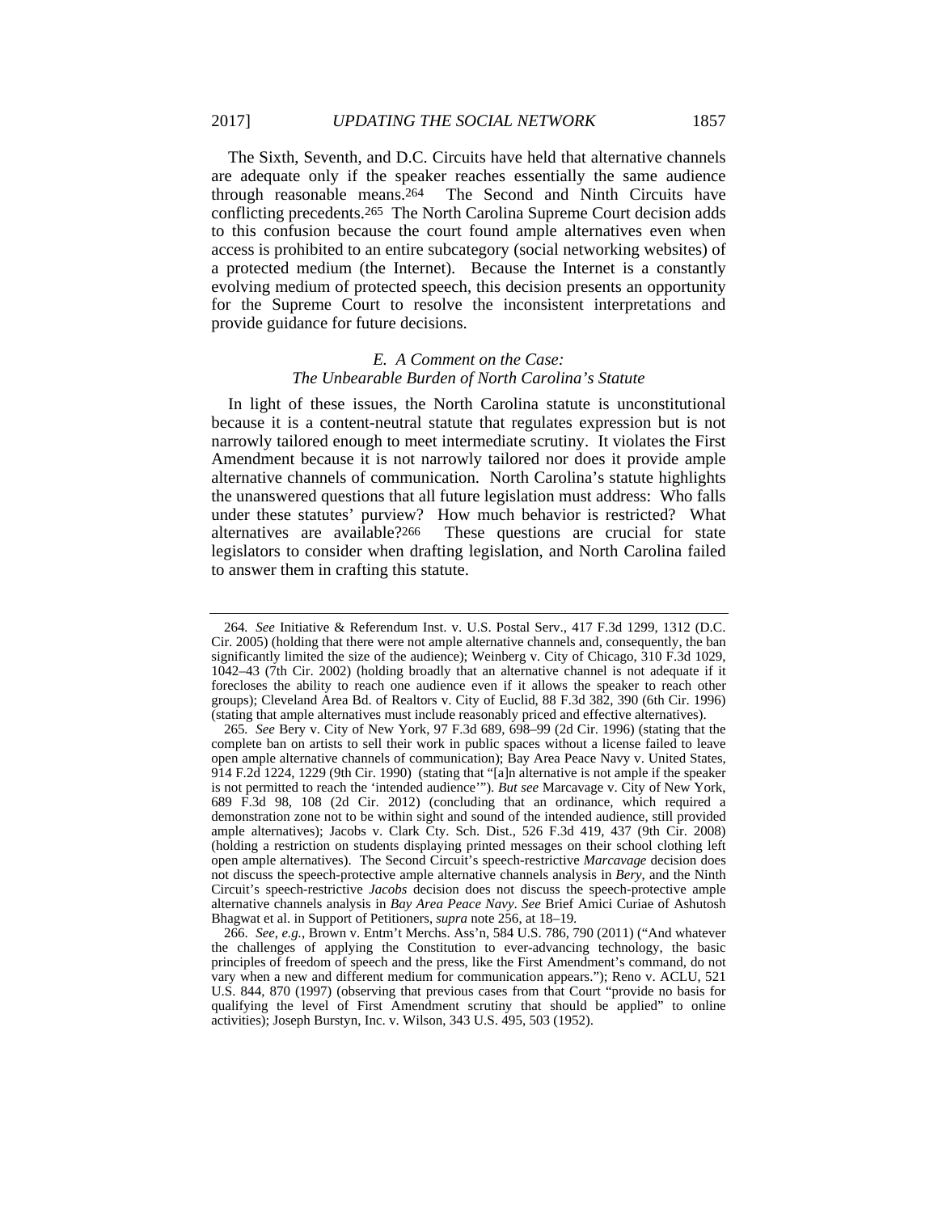The Sixth, Seventh, and D.C. Circuits have held that alternative channels are adequate only if the speaker reaches essentially the same audience through reasonable means.[264] The Second and Ninth Circuits have conflicting precedents.[265] The North Carolina Supreme Court decision adds to this confusion because the court found ample alternatives even when access is prohibited to an entire subcategory (social networking websites) of a protected medium (the Internet). Because the Internet is a constantly evolving medium of protected speech, this decision presents an opportunity for the Supreme Court to resolve the inconsistent interpretations and provide guidance for future decisions.

### *E. A Comment on the Case: The Unbearable Burden of North Carolina's Statute*

In light of these issues, the North Carolina statute is unconstitutional because it is a content-neutral statute that regulates expression but is not narrowly tailored enough to meet intermediate scrutiny. It violates the First Amendment because it is not narrowly tailored nor does it provide ample alternative channels of communication. North Carolina's statute highlights the unanswered questions that all future legislation must address: Who falls under these statutes' purview? How much behavior is restricted? What alternatives are available?[266] These questions are crucial for state legislators to consider when drafting legislation, and North Carolina failed to answer them in crafting this statute.

---

264. *See* Initiative & Referendum Inst. v. U.S. Postal Serv., 417 F.3d 1299, 1312 (D.C. Cir. 2005) (holding that there were not ample alternative channels and, consequently, the ban significantly limited the size of the audience); Weinberg v. City of Chicago, 310 F.3d 1029, 1042–43 (7th Cir. 2002) (holding broadly that an alternative channel is not adequate if it forecloses the ability to reach one audience even if it allows the speaker to reach other groups); Cleveland Area Bd. of Realtors v. City of Euclid, 88 F.3d 382, 390 (6th Cir. 1996) (stating that ample alternatives must include reasonably priced and effective alternatives).

265. *See* Bery v. City of New York, 97 F.3d 689, 698–99 (2d Cir. 1996) (stating that the complete ban on artists to sell their work in public spaces without a license failed to leave open ample alternative channels of communication); Bay Area Peace Navy v. United States, 914 F.2d 1224, 1229 (9th Cir. 1990) (stating that "[a]n alternative is not ample if the speaker is not permitted to reach the 'intended audience'"). *But see* Marcavage v. City of New York, 689 F.3d 98, 108 (2d Cir. 2012) (concluding that an ordinance, which required a demonstration zone not to be within sight and sound of the intended audience, still provided ample alternatives); Jacobs v. Clark Cty. Sch. Dist., 526 F.3d 419, 437 (9th Cir. 2008) (holding a restriction on students displaying printed messages on their school clothing left open ample alternatives). The Second Circuit's speech-restrictive *Marcavage* decision does not discuss the speech-protective ample alternative channels analysis in *Bery*, and the Ninth Circuit's speech-restrictive *Jacobs* decision does not discuss the speech-protective ample alternative channels analysis in *Bay Area Peace Navy*. *See* Brief Amici Curiae of Ashutosh Bhagwat et al. in Support of Petitioners, *supra* note 256, at 18–19.

266. *See, e.g.*, Brown v. Entm't Merchs. Ass'n, 584 U.S. 786, 790 (2011) ("And whatever the challenges of applying the Constitution to ever-advancing technology, the basic principles of freedom of speech and the press, like the First Amendment's command, do not vary when a new and different medium for communication appears."); Reno v. ACLU, 521 U.S. 844, 870 (1997) (observing that previous cases from that Court "provide no basis for qualifying the level of First Amendment scrutiny that should be applied" to online activities); Joseph Burstyn, Inc. v. Wilson, 343 U.S. 495, 503 (1952).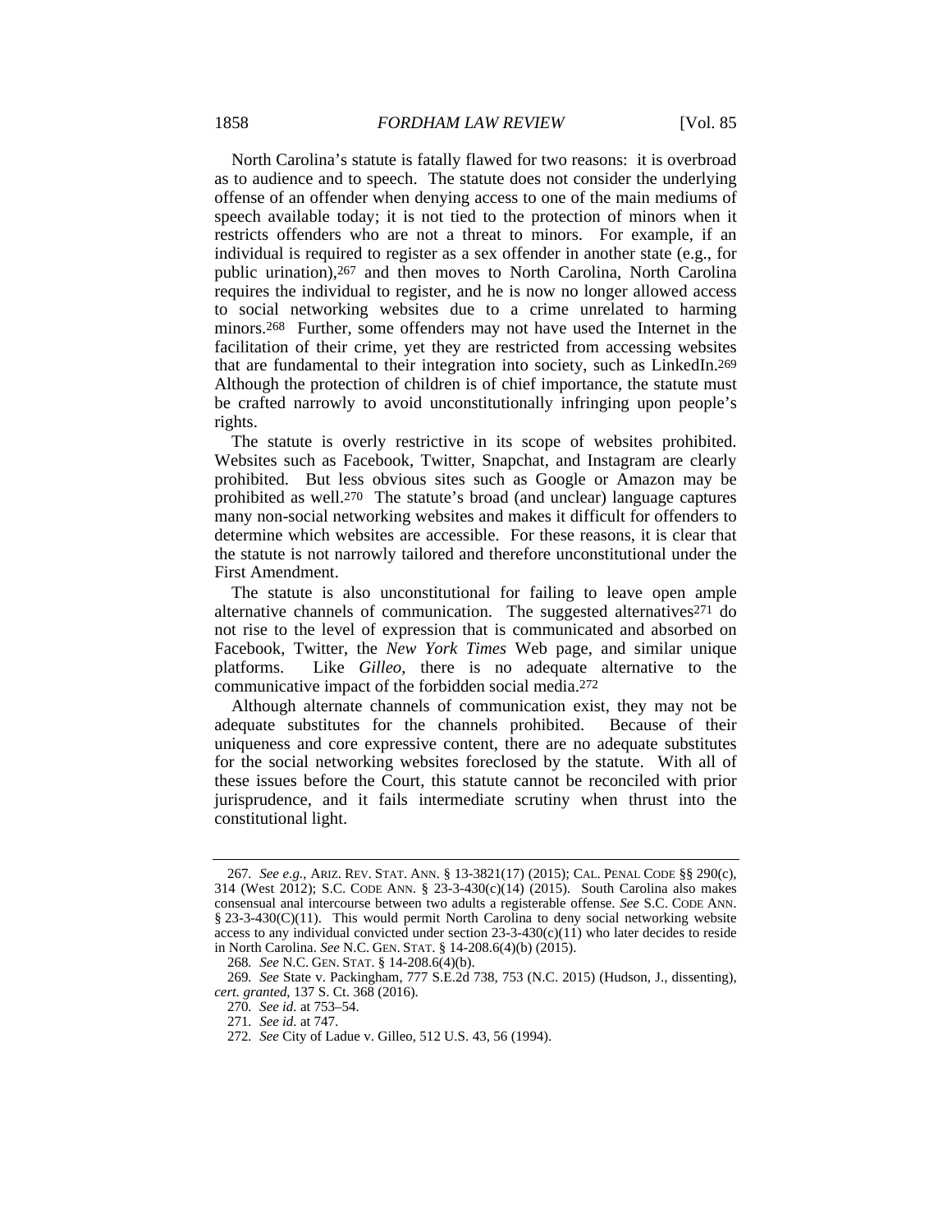North Carolina's statute is fatally flawed for two reasons: it is overbroad as to audience and to speech. The statute does not consider the underlying offense of an offender when denying access to one of the main mediums of speech available today; it is not tied to the protection of minors when it restricts offenders who are not a threat to minors. For example, if an individual is required to register as a sex offender in another state (e.g., for public urination),[267] and then moves to North Carolina, North Carolina requires the individual to register, and he is now no longer allowed access to social networking websites due to a crime unrelated to harming minors.[268] Further, some offenders may not have used the Internet in the facilitation of their crime, yet they are restricted from accessing websites that are fundamental to their integration into society, such as LinkedIn.[269] Although the protection of children is of chief importance, the statute must be crafted narrowly to avoid unconstitutionally infringing upon people's rights.

The statute is overly restrictive in its scope of websites prohibited. Websites such as Facebook, Twitter, Snapchat, and Instagram are clearly prohibited. But less obvious sites such as Google or Amazon may be prohibited as well.[270] The statute's broad (and unclear) language captures many non-social networking websites and makes it difficult for offenders to determine which websites are accessible. For these reasons, it is clear that the statute is not narrowly tailored and therefore unconstitutional under the First Amendment.

The statute is also unconstitutional for failing to leave open ample alternative channels of communication. The suggested alternatives[271] do not rise to the level of expression that is communicated and absorbed on Facebook, Twitter, the *New York Times* Web page, and similar unique platforms. Like *Gilleo*, there is no adequate alternative to the communicative impact of the forbidden social media.[272]

Although alternate channels of communication exist, they may not be adequate substitutes for the channels prohibited. Because of their uniqueness and core expressive content, there are no adequate substitutes for the social networking websites foreclosed by the statute. With all of these issues before the Court, this statute cannot be reconciled with prior jurisprudence, and it fails intermediate scrutiny when thrust into the constitutional light.

---

267. *See e.g.*, ARIZ. REV. STAT. ANN. § 13-3821(17) (2015); CAL. PENAL CODE §§ 290(c), 314 (West 2012); S.C. CODE ANN. § 23-3-430(c)(14) (2015). South Carolina also makes consensual anal intercourse between two adults a registerable offense. *See* S.C. CODE ANN. § 23-3-430(C)(11). This would permit North Carolina to deny social networking website access to any individual convicted under section 23-3-430(c)(11) who later decides to reside in North Carolina. *See* N.C. GEN. STAT. § 14-208.6(4)(b) (2015).

268. *See* N.C. GEN. STAT. § 14-208.6(4)(b).

269. *See* State v. Packingham, 777 S.E.2d 738, 753 (N.C. 2015) (Hudson, J., dissenting), *cert. granted*, 137 S. Ct. 368 (2016).

270. *See id.* at 753–54.

271. *See id.* at 747.

272. *See* City of Ladue v. Gilleo, 512 U.S. 43, 56 (1994).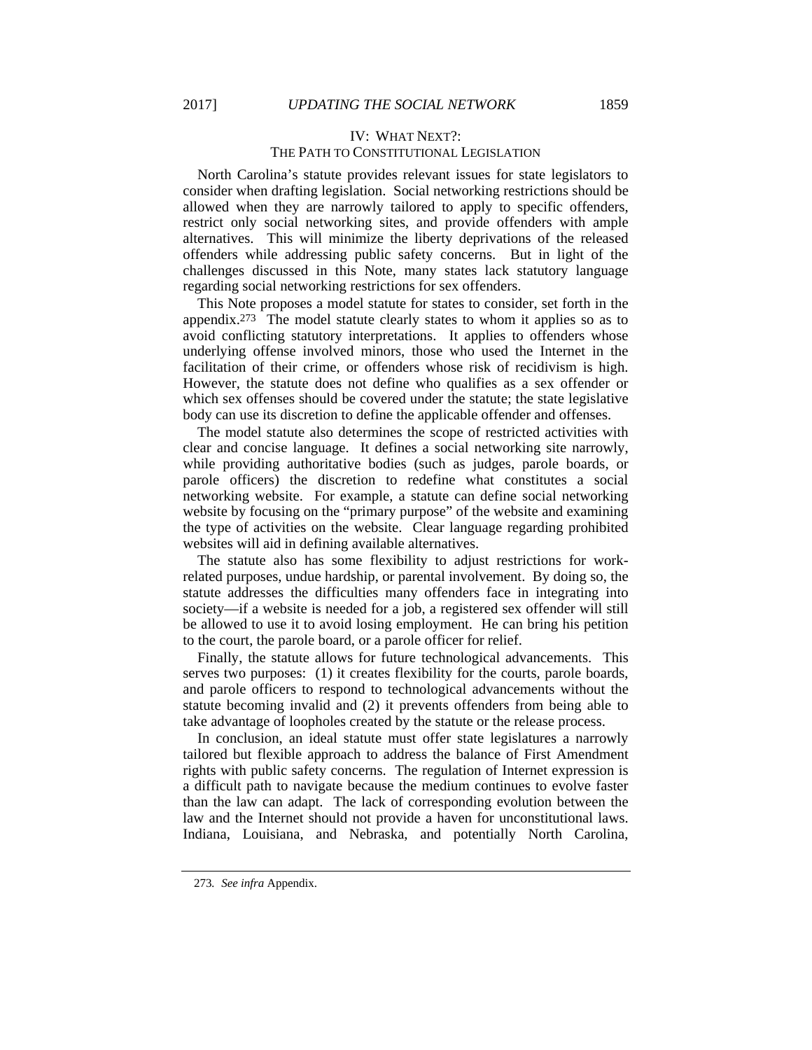## IV: WHAT NEXT?: THE PATH TO CONSTITUTIONAL LEGISLATION

North Carolina's statute provides relevant issues for state legislators to consider when drafting legislation. Social networking restrictions should be allowed when they are narrowly tailored to apply to specific offenders, restrict only social networking sites, and provide offenders with ample alternatives. This will minimize the liberty deprivations of the released offenders while addressing public safety concerns. But in light of the challenges discussed in this Note, many states lack statutory language regarding social networking restrictions for sex offenders.

This Note proposes a model statute for states to consider, set forth in the appendix.[273] The model statute clearly states to whom it applies so as to avoid conflicting statutory interpretations. It applies to offenders whose underlying offense involved minors, those who used the Internet in the facilitation of their crime, or offenders whose risk of recidivism is high. However, the statute does not define who qualifies as a sex offender or which sex offenses should be covered under the statute; the state legislative body can use its discretion to define the applicable offender and offenses.

The model statute also determines the scope of restricted activities with clear and concise language. It defines a social networking site narrowly, while providing authoritative bodies (such as judges, parole boards, or parole officers) the discretion to redefine what constitutes a social networking website. For example, a statute can define social networking website by focusing on the "primary purpose" of the website and examining the type of activities on the website. Clear language regarding prohibited websites will aid in defining available alternatives.

The statute also has some flexibility to adjust restrictions for work-related purposes, undue hardship, or parental involvement. By doing so, the statute addresses the difficulties many offenders face in integrating into society—if a website is needed for a job, a registered sex offender will still be allowed to use it to avoid losing employment. He can bring his petition to the court, the parole board, or a parole officer for relief.

Finally, the statute allows for future technological advancements. This serves two purposes: (1) it creates flexibility for the courts, parole boards, and parole officers to respond to technological advancements without the statute becoming invalid and (2) it prevents offenders from being able to take advantage of loopholes created by the statute or the release process.

In conclusion, an ideal statute must offer state legislatures a narrowly tailored but flexible approach to address the balance of First Amendment rights with public safety concerns. The regulation of Internet expression is a difficult path to navigate because the medium continues to evolve faster than the law can adapt. The lack of corresponding evolution between the law and the Internet should not provide a haven for unconstitutional laws. Indiana, Louisiana, and Nebraska, and potentially North Carolina,

---

273. *See infra* Appendix.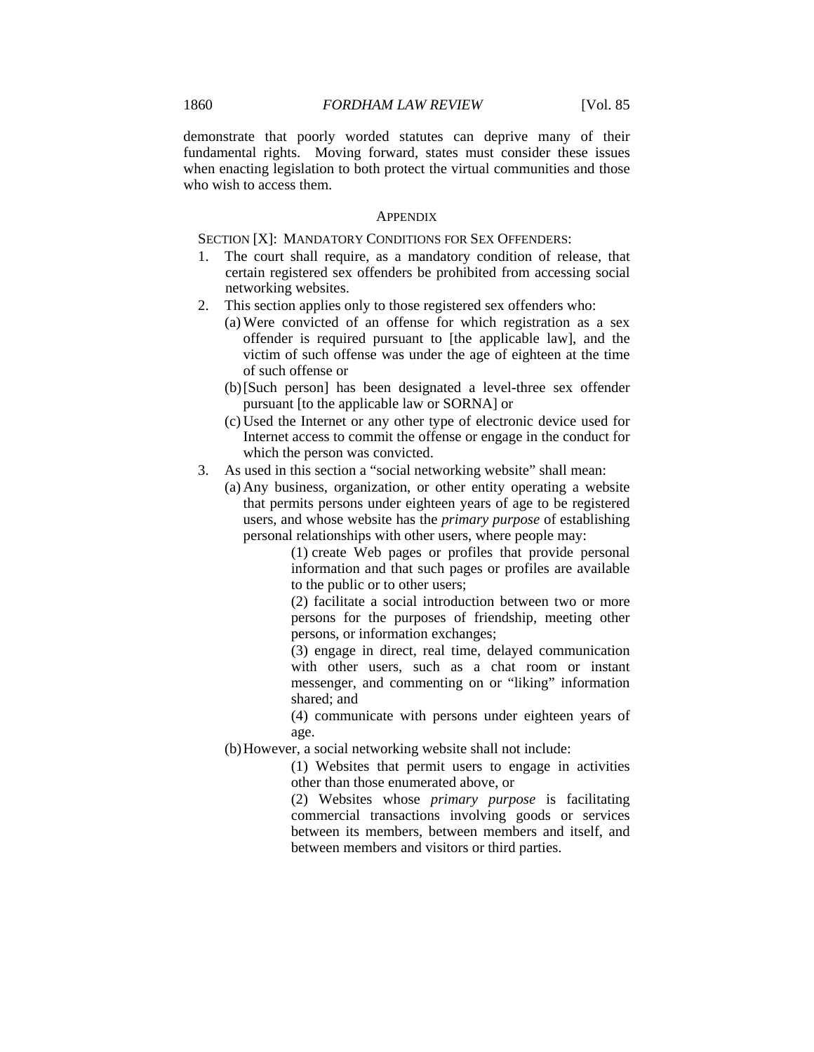demonstrate that poorly worded statutes can deprive many of their fundamental rights. Moving forward, states must consider these issues when enacting legislation to both protect the virtual communities and those who wish to access them.

## APPENDIX

SECTION [X]: MANDATORY CONDITIONS FOR SEX OFFENDERS:

1. The court shall require, as a mandatory condition of release, that certain registered sex offenders be prohibited from accessing social networking websites.
2. This section applies only to those registered sex offenders who:
   (a) Were convicted of an offense for which registration as a sex offender is required pursuant to [the applicable law], and the victim of such offense was under the age of eighteen at the time of such offense or
   (b) [Such person] has been designated a level-three sex offender pursuant [to the applicable law or SORNA] or
   (c) Used the Internet or any other type of electronic device used for Internet access to commit the offense or engage in the conduct for which the person was convicted.
3. As used in this section a "social networking website" shall mean:
   (a) Any business, organization, or other entity operating a website that permits persons under eighteen years of age to be registered users, and whose website has the *primary purpose* of establishing personal relationships with other users, where people may:
      (1) create Web pages or profiles that provide personal information and that such pages or profiles are available to the public or to other users;
      (2) facilitate a social introduction between two or more persons for the purposes of friendship, meeting other persons, or information exchanges;
      (3) engage in direct, real time, delayed communication with other users, such as a chat room or instant messenger, and commenting on or "liking" information shared; and
      (4) communicate with persons under eighteen years of age.
   (b) However, a social networking website shall not include:
      (1) Websites that permit users to engage in activities other than those enumerated above, or
      (2) Websites whose *primary purpose* is facilitating commercial transactions involving goods or services between its members, between members and itself, and between members and visitors or third parties.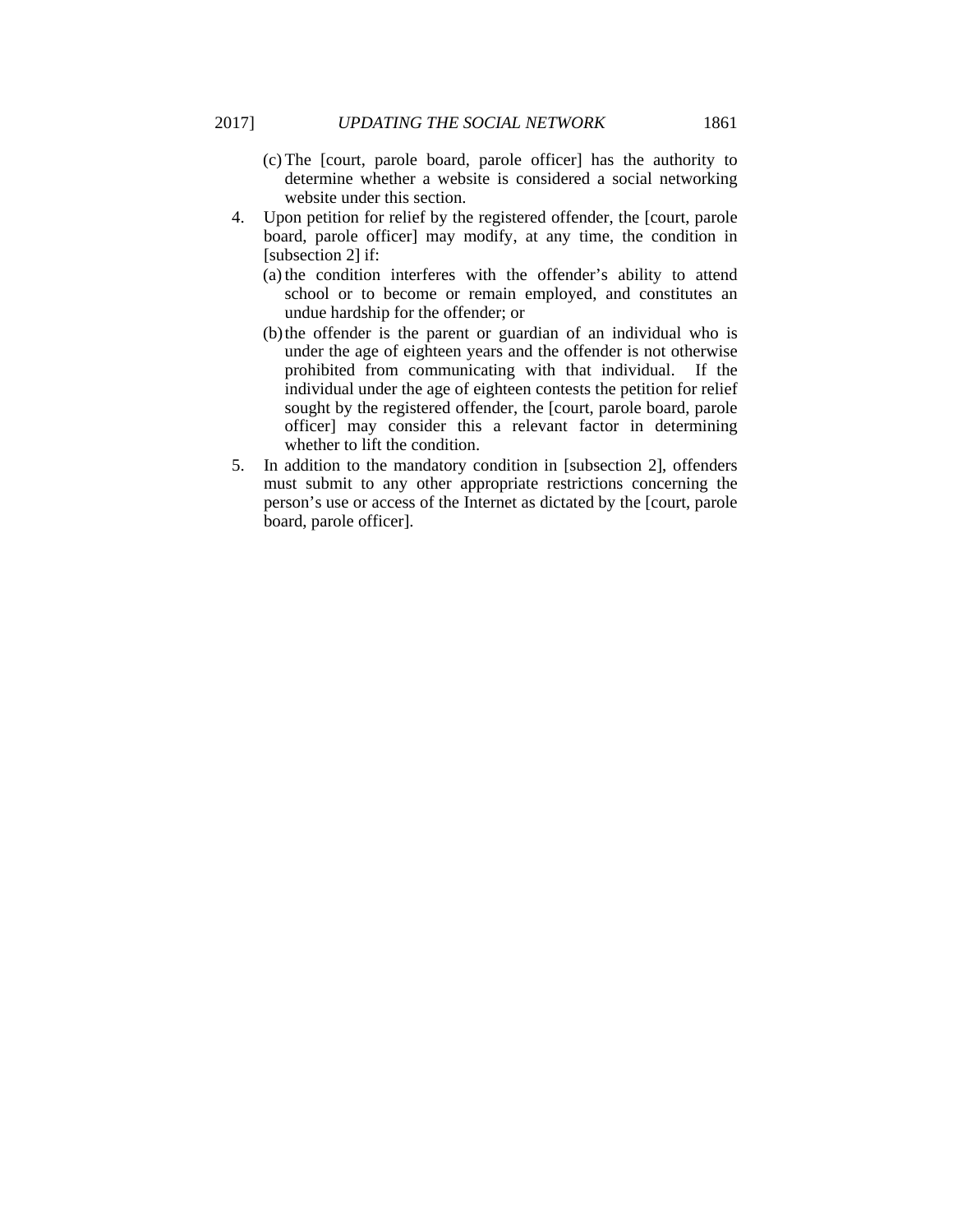(c) The [court, parole board, parole officer] has the authority to determine whether a website is considered a social networking website under this section.

4. Upon petition for relief by the registered offender, the [court, parole board, parole officer] may modify, at any time, the condition in [subsection 2] if:

   (a) the condition interferes with the offender's ability to attend school or to become or remain employed, and constitutes an undue hardship for the offender; or

   (b) the offender is the parent or guardian of an individual who is under the age of eighteen years and the offender is not otherwise prohibited from communicating with that individual. If the individual under the age of eighteen contests the petition for relief sought by the registered offender, the [court, parole board, parole officer] may consider this a relevant factor in determining whether to lift the condition.

5. In addition to the mandatory condition in [subsection 2], offenders must submit to any other appropriate restrictions concerning the person's use or access of the Internet as dictated by the [court, parole board, parole officer].